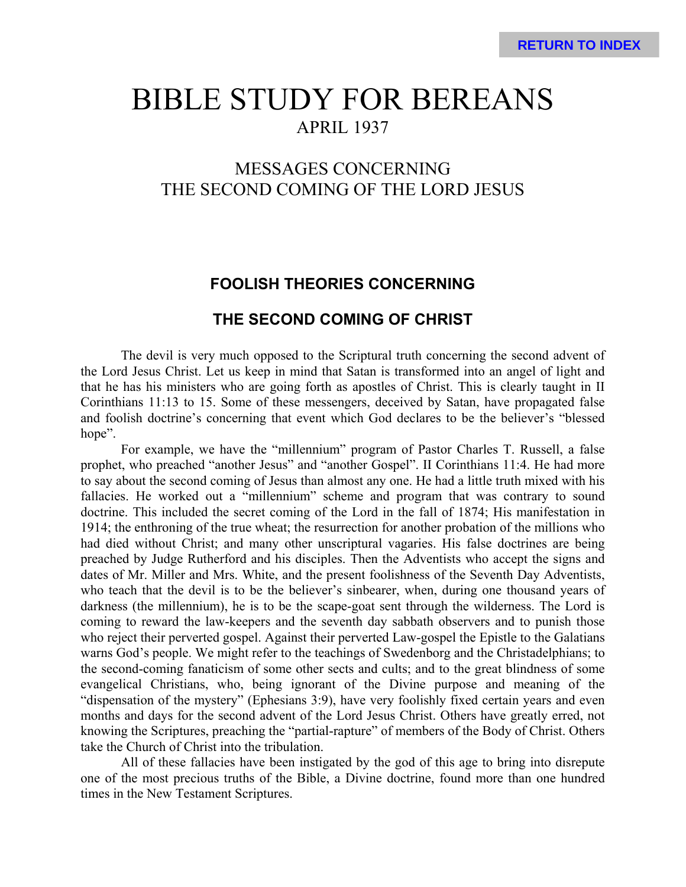# BIBLE STUDY FOR BEREANS

APRIL 1937

## MESSAGES CONCERNING THE SECOND COMING OF THE LORD JESUS

### FOOLISH THEORIES CONCERNING

### THE SECOND COMING OF CHRIST

The devil is very much opposed to the Scriptural truth concerning the second advent of the Lord Jesus Christ. Let us keep in mind that Satan is transformed into an angel of light and that he has his ministers who are going forth as apostles of Christ. This is clearly taught in II Corinthians 11:13 to 15. Some of these messengers, deceived by Satan, have propagated false and foolish doctrine's concerning that event which God declares to be the believer's "blessed hope".

For example, we have the "millennium" program of Pastor Charles T. Russell, a false prophet, who preached "another Jesus" and "another Gospel". II Corinthians 11:4. He had more to say about the second coming of Jesus than almost any one. He had a little truth mixed with his fallacies. He worked out a "millennium" scheme and program that was contrary to sound doctrine. This included the secret coming of the Lord in the fall of 1874; His manifestation in 1914; the enthroning of the true wheat; the resurrection for another probation of the millions who had died without Christ; and many other unscriptural vagaries. His false doctrines are being preached by Judge Rutherford and his disciples. Then the Adventists who accept the signs and dates of Mr. Miller and Mrs. White, and the present foolishness of the Seventh Day Adventists, who teach that the devil is to be the believer's sinbearer, when, during one thousand years of darkness (the millennium), he is to be the scape-goat sent through the wilderness. The Lord is coming to reward the law-keepers and the seventh day sabbath observers and to punish those who reject their perverted gospel. Against their perverted Law-gospel the Epistle to the Galatians warns God's people. We might refer to the teachings of Swedenborg and the Christadelphians; to the second-coming fanaticism of some other sects and cults; and to the great blindness of some evangelical Christians, who, being ignorant of the Divine purpose and meaning of the "dispensation of the mystery" (Ephesians 3:9), have very foolishly fixed certain years and even months and days for the second advent of the Lord Jesus Christ. Others have greatly erred, not knowing the Scriptures, preaching the "partial-rapture" of members of the Body of Christ. Others take the Church of Christ into the tribulation.

All of these fallacies have been instigated by the god of this age to bring into disrepute one of the most precious truths of the Bible, a Divine doctrine, found more than one hundred times in the New Testament Scriptures.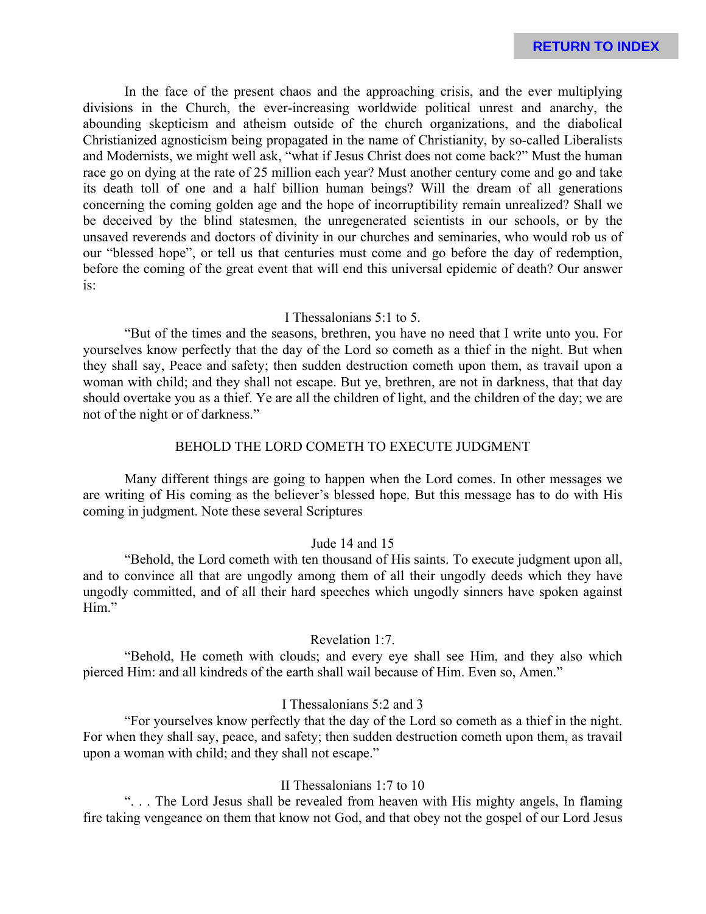In the face of the present chaos and the approaching crisis, and the ever multiplying divisions in the Church, the ever-increasing worldwide political unrest and anarchy, the abounding skepticism and atheism outside of the church organizations, and the diabolical Christianized agnosticism being propagated in the name of Christianity, by so-called Liberalists and Modernists, we might well ask, "what if Jesus Christ does not come back?" Must the human race go on dying at the rate of 25 million each year? Must another century come and go and take its death toll of one and a half billion human beings? Will the dream of all generations concerning the coming golden age and the hope of incorruptibility remain unrealized? Shall we be deceived by the blind statesmen, the unregenerated scientists in our schools, or by the unsaved reverends and doctors of divinity in our churches and seminaries, who would rob us of our "blessed hope", or tell us that centuries must come and go before the day of redemption, before the coming of the great event that will end this universal epidemic of death? Our answer is:

I Thessalonians 5:1 to 5.

"But of the times and the seasons, brethren, you have no need that I write unto you. For yourselves know perfectly that the day of the Lord so cometh as a thief in the night. But when they shall say, Peace and safety; then sudden destruction cometh upon them, as travail upon a woman with child; and they shall not escape. But ye, brethren, are not in darkness, that that day should overtake you as a thief. Ye are all the children of light, and the children of the day; we are not of the night or of darkness."

## BEHOLD THE LORD COMETH TO EXECUTE JUDGMENT

Many different things are going to happen when the Lord comes. In other messages we are writing of His coming as the believer's blessed hope. But this message has to do with His coming in judgment. Note these several Scriptures

Jude 14 and 15

"Behold, the Lord cometh with ten thousand of His saints. To execute judgment upon all, and to convince all that are ungodly among them of all their ungodly deeds which they have ungodly committed, and of all their hard speeches which ungodly sinners have spoken against Him."

Revelation 1:7.

"Behold, He cometh with clouds; and every eye shall see Him, and they also which pierced Him: and all kindreds of the earth shall wail because of Him. Even so, Amen."

I Thessalonians 5:2 and 3

"For yourselves know perfectly that the day of the Lord so cometh as a thief in the night. For when they shall say, peace, and safety; then sudden destruction cometh upon them, as travail upon a woman with child; and they shall not escape."

II Thessalonians 1:7 to 10

". . . The Lord Jesus shall be revealed from heaven with His mighty angels, In flaming fire taking vengeance on them that know not God, and that obey not the gospel of our Lord Jesus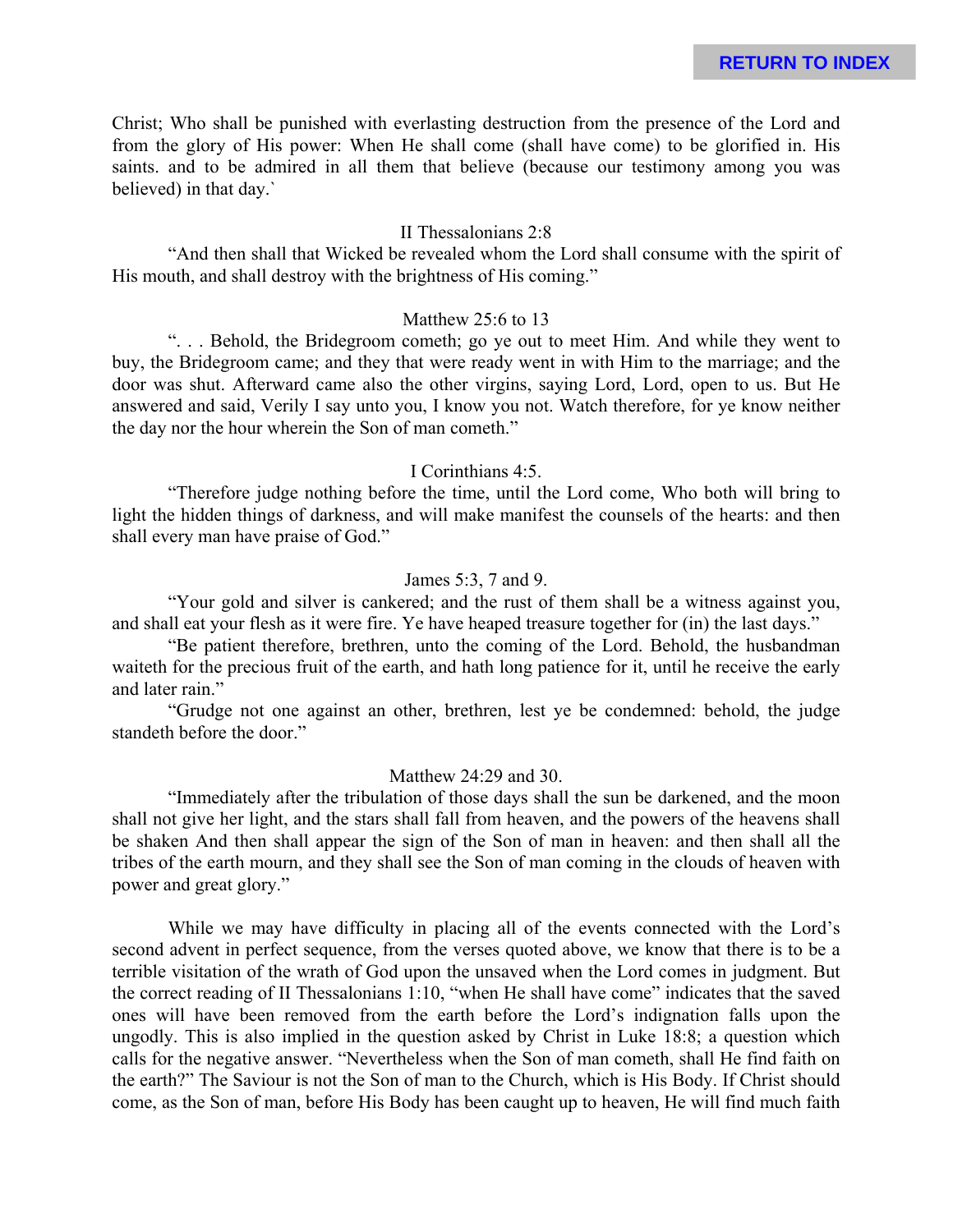Christ; Who shall be punished with everlasting destruction from the presence of the Lord and from the glory of His power: When He shall come (shall have come) to be glorified in. His saints. and to be admired in all them that believe (because our testimony among you was believed) in that day.`

II Thessalonians 2:8

"And then shall that Wicked be revealed whom the Lord shall consume with the spirit of His mouth, and shall destroy with the brightness of His coming."

Matthew 25:6 to 13

". . . Behold, the Bridegroom cometh; go ye out to meet Him. And while they went to buy, the Bridegroom came; and they that were ready went in with Him to the marriage; and the door was shut. Afterward came also the other virgins, saying Lord, Lord, open to us. But He answered and said, Verily I say unto you, I know you not. Watch therefore, for ye know neither the day nor the hour wherein the Son of man cometh."

I Corinthians 4:5.

"Therefore judge nothing before the time, until the Lord come, Who both will bring to light the hidden things of darkness, and will make manifest the counsels of the hearts: and then shall every man have praise of God."

James 5:3, 7 and 9.

"Your gold and silver is cankered; and the rust of them shall be a witness against you, and shall eat your flesh as it were fire. Ye have heaped treasure together for (in) the last days."

"Be patient therefore, brethren, unto the coming of the Lord. Behold, the husbandman waiteth for the precious fruit of the earth, and hath long patience for it, until he receive the early and later rain."

"Grudge not one against an other, brethren, lest ye be condemned: behold, the judge standeth before the door."

Matthew 24:29 and 30.

"Immediately after the tribulation of those days shall the sun be darkened, and the moon shall not give her light, and the stars shall fall from heaven, and the powers of the heavens shall be shaken And then shall appear the sign of the Son of man in heaven: and then shall all the tribes of the earth mourn, and they shall see the Son of man coming in the clouds of heaven with power and great glory."

While we may have difficulty in placing all of the events connected with the Lord's second advent in perfect sequence, from the verses quoted above, we know that there is to be a terrible visitation of the wrath of God upon the unsaved when the Lord comes in judgment. But the correct reading of II Thessalonians 1:10, "when He shall have come" indicates that the saved ones will have been removed from the earth before the Lord's indignation falls upon the ungodly. This is also implied in the question asked by Christ in Luke 18:8; a question which calls for the negative answer. "Nevertheless when the Son of man cometh, shall He find faith on the earth?" The Saviour is not the Son of man to the Church, which is His Body. If Christ should come, as the Son of man, before His Body has been caught up to heaven, He will find much faith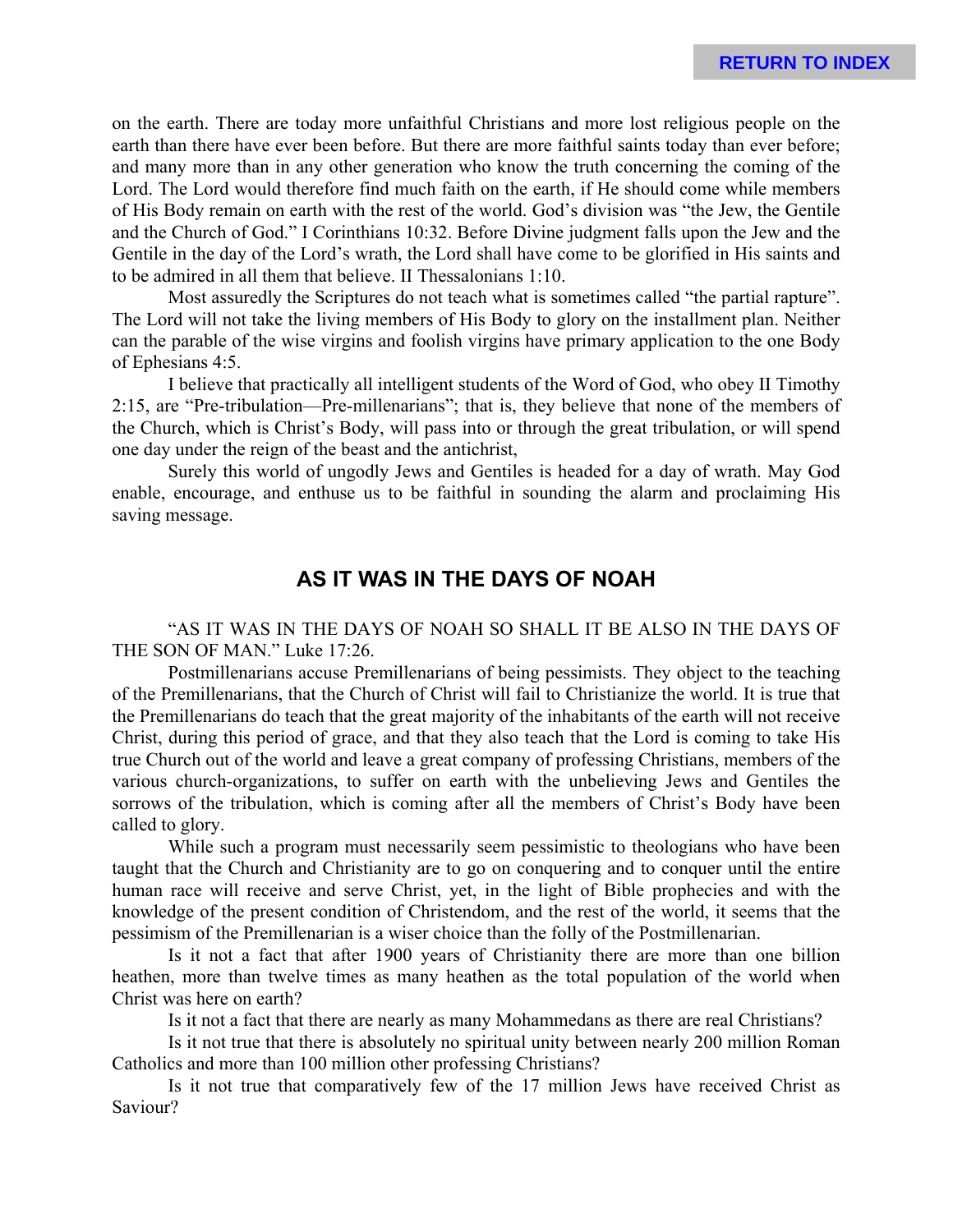on the earth. There are today more unfaithful Christians and more lost religious people on the earth than there have ever been before. But there are more faithful saints today than ever before; and many more than in any other generation who know the truth concerning the coming of the Lord. The Lord would therefore find much faith on the earth, if He should come while members of His Body remain on earth with the rest of the world. God's division was "the Jew, the Gentile and the Church of God." I Corinthians 10:32. Before Divine judgment falls upon the Jew and the Gentile in the day of the Lord's wrath, the Lord shall have come to be glorified in His saints and to be admired in all them that believe. II Thessalonians 1:10.

Most assuredly the Scriptures do not teach what is sometimes called "the partial rapture". The Lord will not take the living members of His Body to glory on the installment plan. Neither can the parable of the wise virgins and foolish virgins have primary application to the one Body of Ephesians 4:5.

I believe that practically all intelligent students of the Word of God, who obey II Timothy 2:15, are "Pre-tribulation—Pre-millenarians"; that is, they believe that none of the members of the Church, which is Christ's Body, will pass into or through the great tribulation, or will spend one day under the reign of the beast and the antichrist,

Surely this world of ungodly Jews and Gentiles is headed for a day of wrath. May God enable, encourage, and enthuse us to be faithful in sounding the alarm and proclaiming His saving message.

## AS IT WAS IN THE DAYS OF NOAH

"AS IT WAS IN THE DAYS OF NOAH SO SHALL IT BE ALSO IN THE DAYS OF THE SON OF MAN." Luke 17:26.

Postmillenarians accuse Premillenarians of being pessimists. They object to the teaching of the Premillenarians, that the Church of Christ will fail to Christianize the world. It is true that the Premillenarians do teach that the great majority of the inhabitants of the earth will not receive Christ, during this period of grace, and that they also teach that the Lord is coming to take His true Church out of the world and leave a great company of professing Christians, members of the various church-organizations, to suffer on earth with the unbelieving Jews and Gentiles the sorrows of the tribulation, which is coming after all the members of Christ's Body have been called to glory.

While such a program must necessarily seem pessimistic to theologians who have been taught that the Church and Christianity are to go on conquering and to conquer until the entire human race will receive and serve Christ, yet, in the light of Bible prophecies and with the knowledge of the present condition of Christendom, and the rest of the world, it seems that the pessimism of the Premillenarian is a wiser choice than the folly of the Postmillenarian.

Is it not a fact that after 1900 years of Christianity there are more than one billion heathen, more than twelve times as many heathen as the total population of the world when Christ was here on earth?

Is it not a fact that there are nearly as many Mohammedans as there are real Christians?

Is it not true that there is absolutely no spiritual unity between nearly 200 million Roman Catholics and more than 100 million other professing Christians?

Is it not true that comparatively few of the 17 million Jews have received Christ as Saviour?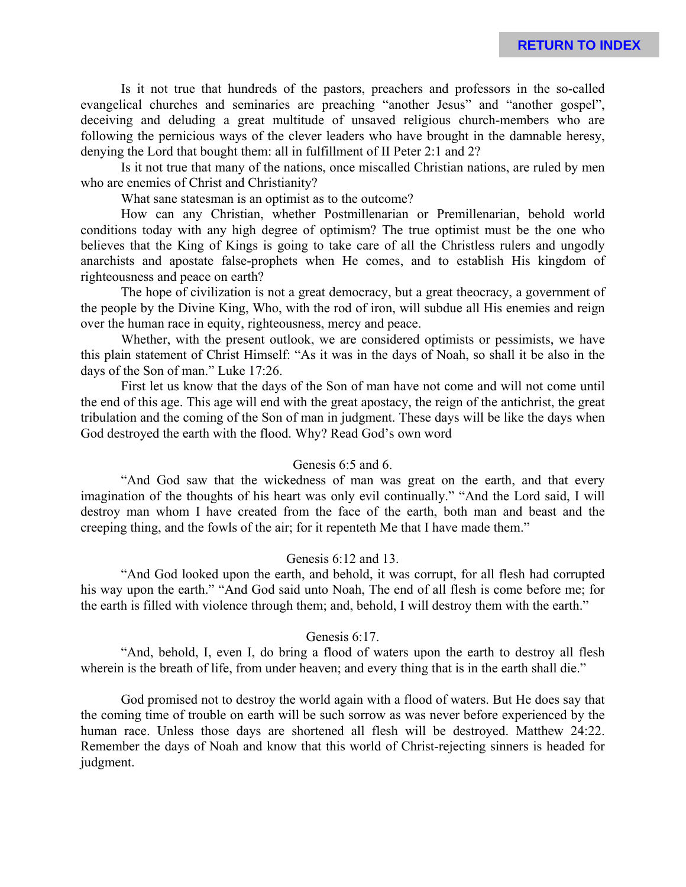Is it not true that hundreds of the pastors, preachers and professors in the so-called evangelical churches and seminaries are preaching "another Jesus" and "another gospel", deceiving and deluding a great multitude of unsaved religious church-members who are following the pernicious ways of the clever leaders who have brought in the damnable heresy, denying the Lord that bought them: all in fulfillment of II Peter 2:1 and 2?

Is it not true that many of the nations, once miscalled Christian nations, are ruled by men who are enemies of Christ and Christianity?

What sane statesman is an optimist as to the outcome?

How can any Christian, whether Postmillenarian or Premillenarian, behold world conditions today with any high degree of optimism? The true optimist must be the one who believes that the King of Kings is going to take care of all the Christless rulers and ungodly anarchists and apostate false-prophets when He comes, and to establish His kingdom of righteousness and peace on earth?

The hope of civilization is not a great democracy, but a great theocracy, a government of the people by the Divine King, Who, with the rod of iron, will subdue all His enemies and reign over the human race in equity, righteousness, mercy and peace.

Whether, with the present outlook, we are considered optimists or pessimists, we have this plain statement of Christ Himself: "As it was in the days of Noah, so shall it be also in the days of the Son of man." Luke 17:26.

First let us know that the days of the Son of man have not come and will not come until the end of this age. This age will end with the great apostacy, the reign of the antichrist, the great tribulation and the coming of the Son of man in judgment. These days will be like the days when God destroyed the earth with the flood. Why? Read God's own word

Genesis 6:5 and 6.

"And God saw that the wickedness of man was great on the earth, and that every imagination of the thoughts of his heart was only evil continually." "And the Lord said, I will destroy man whom I have created from the face of the earth, both man and beast and the creeping thing, and the fowls of the air; for it repenteth Me that I have made them."

Genesis 6:12 and 13.

"And God looked upon the earth, and behold, it was corrupt, for all flesh had corrupted his way upon the earth." "And God said unto Noah, The end of all flesh is come before me; for the earth is filled with violence through them; and, behold, I will destroy them with the earth."

Genesis 6:17.

"And, behold, I, even I, do bring a flood of waters upon the earth to destroy all flesh wherein is the breath of life, from under heaven; and every thing that is in the earth shall die."

God promised not to destroy the world again with a flood of waters. But He does say that the coming time of trouble on earth will be such sorrow as was never before experienced by the human race. Unless those days are shortened all flesh will be destroyed. Matthew 24:22. Remember the days of Noah and know that this world of Christ-rejecting sinners is headed for judgment.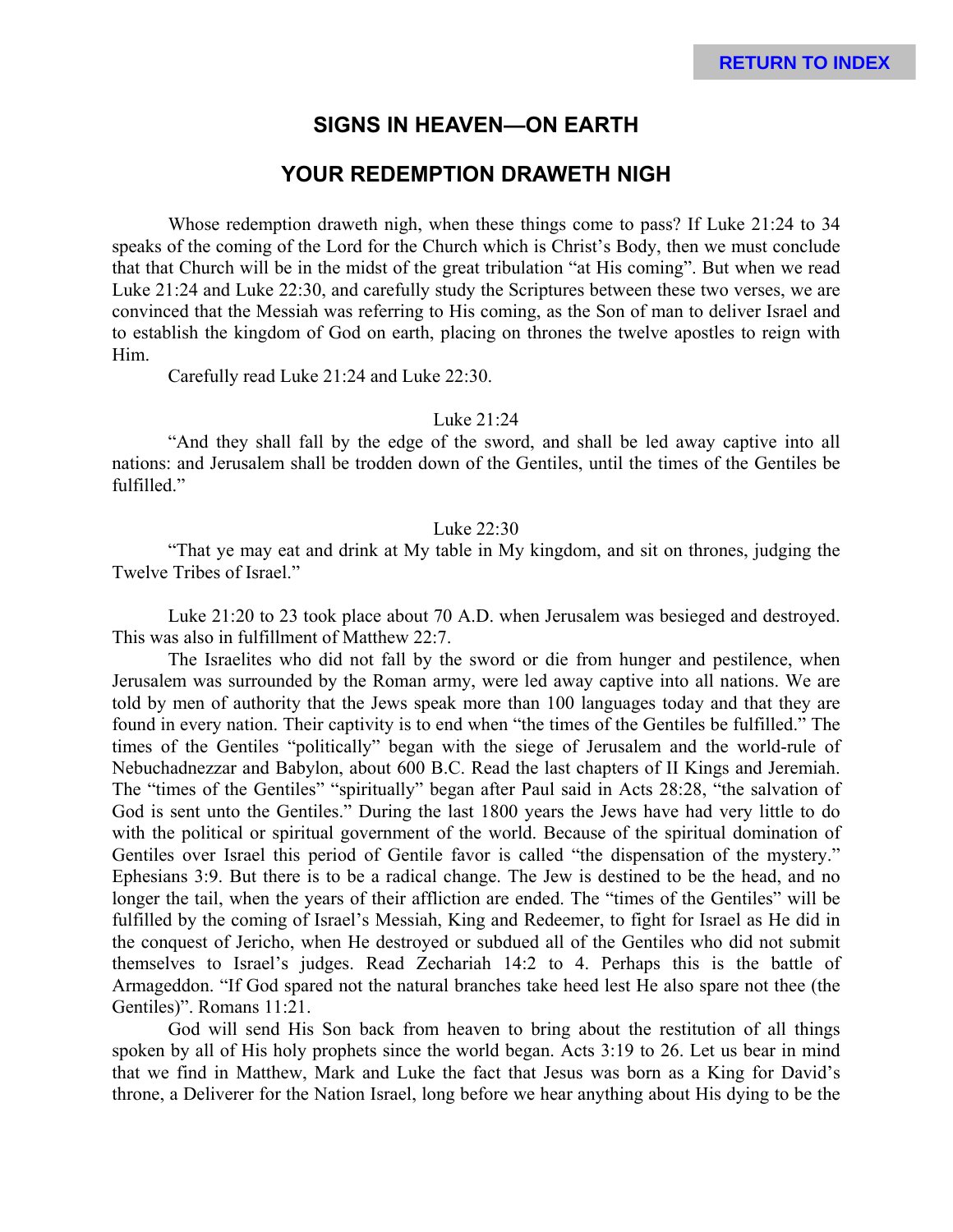## SIGNS IN HEAVEN—ON EARTH

## YOUR REDEMPTION DRAWETH NIGH

Whose redemption draweth nigh, when these things come to pass? If Luke 21:24 to 34 speaks of the coming of the Lord for the Church which is Christ's Body, then we must conclude that that Church will be in the midst of the great tribulation "at His coming". But when we read Luke 21:24 and Luke 22:30, and carefully study the Scriptures between these two verses, we are convinced that the Messiah was referring to His coming, as the Son of man to deliver Israel and to establish the kingdom of God on earth, placing on thrones the twelve apostles to reign with Him.

Carefully read Luke 21:24 and Luke 22:30.

Luke 21:24

"And they shall fall by the edge of the sword, and shall be led away captive into all nations: and Jerusalem shall be trodden down of the Gentiles, until the times of the Gentiles be fulfilled."

Luke 22:30

"That ye may eat and drink at My table in My kingdom, and sit on thrones, judging the Twelve Tribes of Israel."

Luke 21:20 to 23 took place about 70 A.D. when Jerusalem was besieged and destroyed. This was also in fulfillment of Matthew 22:7.

The Israelites who did not fall by the sword or die from hunger and pestilence, when Jerusalem was surrounded by the Roman army, were led away captive into all nations. We are told by men of authority that the Jews speak more than 100 languages today and that they are found in every nation. Their captivity is to end when "the times of the Gentiles be fulfilled." The times of the Gentiles "politically" began with the siege of Jerusalem and the world-rule of Nebuchadnezzar and Babylon, about 600 B.C. Read the last chapters of II Kings and Jeremiah. The "times of the Gentiles" "spiritually" began after Paul said in Acts 28:28, "the salvation of God is sent unto the Gentiles." During the last 1800 years the Jews have had very little to do with the political or spiritual government of the world. Because of the spiritual domination of Gentiles over Israel this period of Gentile favor is called "the dispensation of the mystery." Ephesians 3:9. But there is to be a radical change. The Jew is destined to be the head, and no longer the tail, when the years of their affliction are ended. The "times of the Gentiles" will be fulfilled by the coming of Israel's Messiah, King and Redeemer, to fight for Israel as He did in the conquest of Jericho, when He destroyed or subdued all of the Gentiles who did not submit themselves to Israel's judges. Read Zechariah 14:2 to 4. Perhaps this is the battle of Armageddon. "If God spared not the natural branches take heed lest He also spare not thee (the Gentiles)". Romans 11:21.

God will send His Son back from heaven to bring about the restitution of all things spoken by all of His holy prophets since the world began. Acts 3:19 to 26. Let us bear in mind that we find in Matthew, Mark and Luke the fact that Jesus was born as a King for David's throne, a Deliverer for the Nation Israel, long before we hear anything about His dying to be the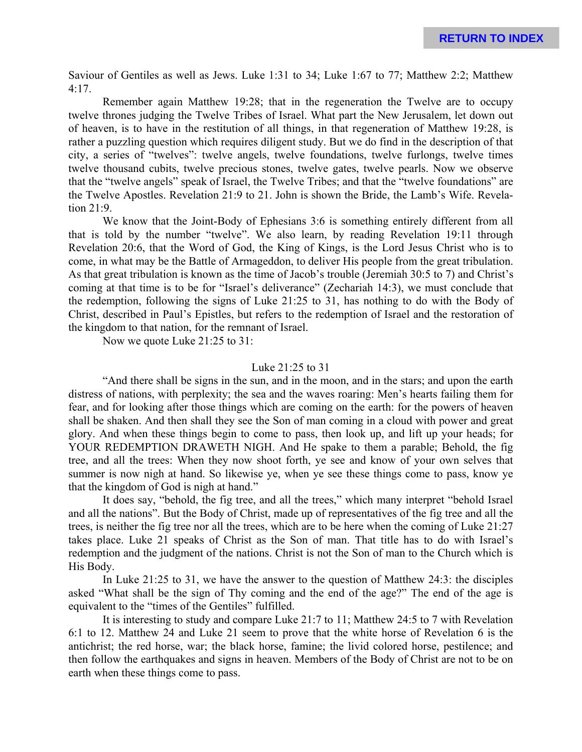Saviour of Gentiles as well as Jews. Luke 1:31 to 34; Luke 1:67 to 77; Matthew 2:2; Matthew 4:17.

Remember again Matthew 19:28; that in the regeneration the Twelve are to occupy twelve thrones judging the Twelve Tribes of Israel. What part the New Jerusalem, let down out of heaven, is to have in the restitution of all things, in that regeneration of Matthew 19:28, is rather a puzzling question which requires diligent study. But we do find in the description of that city, a series of "twelves": twelve angels, twelve foundations, twelve furlongs, twelve times twelve thousand cubits, twelve precious stones, twelve gates, twelve pearls. Now we observe that the "twelve angels" speak of Israel, the Twelve Tribes; and that the "twelve foundations" are the Twelve Apostles. Revelation 21:9 to 21. John is shown the Bride, the Lamb's Wife. Revelation 21:9.

We know that the Joint-Body of Ephesians 3:6 is something entirely different from all that is told by the number "twelve". We also learn, by reading Revelation 19:11 through Revelation 20:6, that the Word of God, the King of Kings, is the Lord Jesus Christ who is to come, in what may be the Battle of Armageddon, to deliver His people from the great tribulation. As that great tribulation is known as the time of Jacob's trouble (Jeremiah 30:5 to 7) and Christ's coming at that time is to be for "Israel's deliverance" (Zechariah 14:3), we must conclude that the redemption, following the signs of Luke 21:25 to 31, has nothing to do with the Body of Christ, described in Paul's Epistles, but refers to the redemption of Israel and the restoration of the kingdom to that nation, for the remnant of Israel.

Now we quote Luke 21:25 to 31:

Luke 21:25 to 31

"And there shall be signs in the sun, and in the moon, and in the stars; and upon the earth distress of nations, with perplexity; the sea and the waves roaring: Men's hearts failing them for fear, and for looking after those things which are coming on the earth: for the powers of heaven shall be shaken. And then shall they see the Son of man coming in a cloud with power and great glory. And when these things begin to come to pass, then look up, and lift up your heads; for YOUR REDEMPTION DRAWETH NIGH. And He spake to them a parable; Behold, the fig tree, and all the trees: When they now shoot forth, ye see and know of your own selves that summer is now nigh at hand. So likewise ye, when ye see these things come to pass, know ye that the kingdom of God is nigh at hand."

It does say, "behold, the fig tree, and all the trees," which many interpret "behold Israel and all the nations". But the Body of Christ, made up of representatives of the fig tree and all the trees, is neither the fig tree nor all the trees, which are to be here when the coming of Luke 21:27 takes place. Luke 21 speaks of Christ as the Son of man. That title has to do with Israel's redemption and the judgment of the nations. Christ is not the Son of man to the Church which is His Body.

In Luke 21:25 to 31, we have the answer to the question of Matthew 24:3: the disciples asked "What shall be the sign of Thy coming and the end of the age?" The end of the age is equivalent to the "times of the Gentiles" fulfilled.

It is interesting to study and compare Luke 21:7 to 11; Matthew 24:5 to 7 with Revelation 6:1 to 12. Matthew 24 and Luke 21 seem to prove that the white horse of Revelation 6 is the antichrist; the red horse, war; the black horse, famine; the livid colored horse, pestilence; and then follow the earthquakes and signs in heaven. Members of the Body of Christ are not to be on earth when these things come to pass.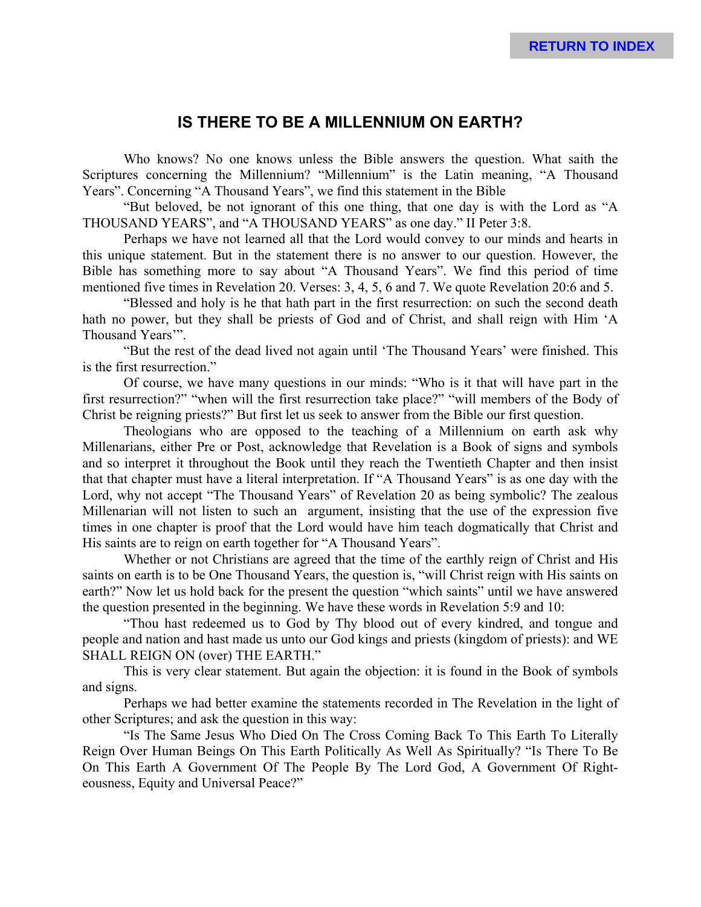# IS THERE TO BE A MILLENNIUM ON EARTH?

Who knows? No one knows unless the Bible answers the question. What saith the Scriptures concerning the Millennium? "Millennium" is the Latin meaning, "A Thousand Years". Concerning "A Thousand Years", we find this statement in the Bible

"But beloved, be not ignorant of this one thing, that one day is with the Lord as "A THOUSAND YEARS", and "A THOUSAND YEARS" as one day." II Peter 3:8.

Perhaps we have not learned all that the Lord would convey to our minds and hearts in this unique statement. But in the statement there is no answer to our question. However, the Bible has something more to say about "A Thousand Years". We find this period of time mentioned five times in Revelation 20. Verses: 3, 4, 5, 6 and 7. We quote Revelation 20:6 and 5.

"Blessed and holy is he that hath part in the first resurrection: on such the second death hath no power, but they shall be priests of God and of Christ, and shall reign with Him 'A Thousand Years'".

"But the rest of the dead lived not again until 'The Thousand Years' were finished. This is the first resurrection."

Of course, we have many questions in our minds: "Who is it that will have part in the first resurrection?" "when will the first resurrection take place?" "will members of the Body of Christ be reigning priests?" But first let us seek to answer from the Bible our first question.

Theologians who are opposed to the teaching of a Millennium on earth ask why Millenarians, either Pre or Post, acknowledge that Revelation is a Book of signs and symbols and so interpret it throughout the Book until they reach the Twentieth Chapter and then insist that that chapter must have a literal interpretation. If "A Thousand Years" is as one day with the Lord, why not accept "The Thousand Years" of Revelation 20 as being symbolic? The zealous Millenarian will not listen to such an argument, insisting that the use of the expression five times in one chapter is proof that the Lord would have him teach dogmatically that Christ and His saints are to reign on earth together for "A Thousand Years".

Whether or not Christians are agreed that the time of the earthly reign of Christ and His saints on earth is to be One Thousand Years, the question is, "will Christ reign with His saints on earth?" Now let us hold back for the present the question "which saints" until we have answered the question presented in the beginning. We have these words in Revelation 5:9 and 10:

"Thou hast redeemed us to God by Thy blood out of every kindred, and tongue and people and nation and hast made us unto our God kings and priests (kingdom of priests): and WE SHALL REIGN ON (over) THE EARTH."

This is very clear statement. But again the objection: it is found in the Book of symbols and signs.

Perhaps we had better examine the statements recorded in The Revelation in the light of other Scriptures; and ask the question in this way:

"Is The Same Jesus Who Died On The Cross Coming Back To This Earth To Literally Reign Over Human Beings On This Earth Politically As Well As Spiritually? "Is There To Be On This Earth A Government Of The People By The Lord God, A Government Of Righteousness, Equity and Universal Peace?"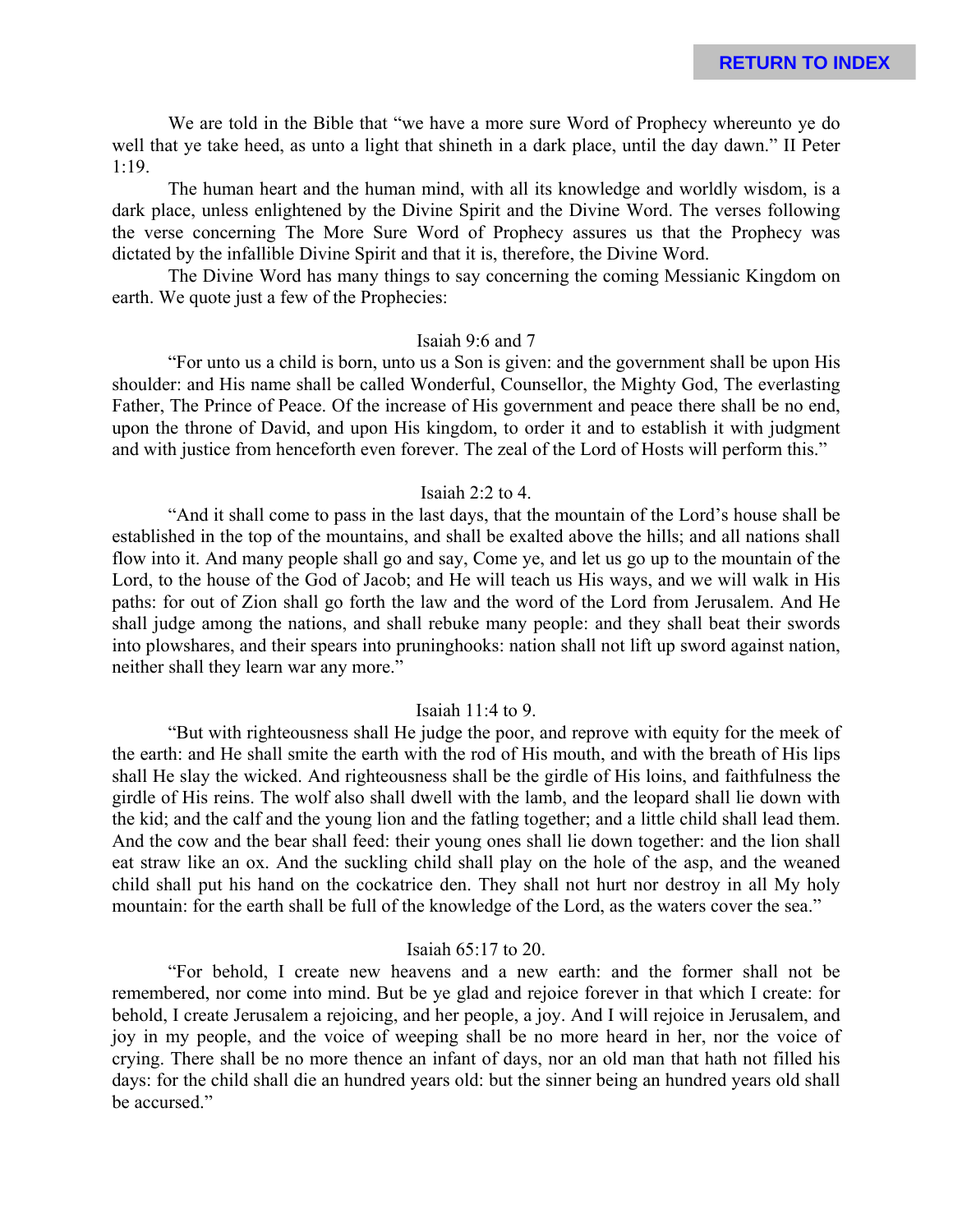We are told in the Bible that "we have a more sure Word of Prophecy whereunto ye do well that ye take heed, as unto a light that shineth in a dark place, until the day dawn." II Peter 1:19.

The human heart and the human mind, with all its knowledge and worldly wisdom, is a dark place, unless enlightened by the Divine Spirit and the Divine Word. The verses following the verse concerning The More Sure Word of Prophecy assures us that the Prophecy was dictated by the infallible Divine Spirit and that it is, therefore, the Divine Word.

The Divine Word has many things to say concerning the coming Messianic Kingdom on earth. We quote just a few of the Prophecies:

Isaiah 9:6 and 7

"For unto us a child is born, unto us a Son is given: and the government shall be upon His shoulder: and His name shall be called Wonderful, Counsellor, the Mighty God, The everlasting Father, The Prince of Peace. Of the increase of His government and peace there shall be no end, upon the throne of David, and upon His kingdom, to order it and to establish it with judgment and with justice from henceforth even forever. The zeal of the Lord of Hosts will perform this."

Isaiah 2:2 to 4.

"And it shall come to pass in the last days, that the mountain of the Lord's house shall be established in the top of the mountains, and shall be exalted above the hills; and all nations shall flow into it. And many people shall go and say, Come ye, and let us go up to the mountain of the Lord, to the house of the God of Jacob; and He will teach us His ways, and we will walk in His paths: for out of Zion shall go forth the law and the word of the Lord from Jerusalem. And He shall judge among the nations, and shall rebuke many people: and they shall beat their swords into plowshares, and their spears into pruninghooks: nation shall not lift up sword against nation, neither shall they learn war any more."

Isaiah 11:4 to 9.

"But with righteousness shall He judge the poor, and reprove with equity for the meek of the earth: and He shall smite the earth with the rod of His mouth, and with the breath of His lips shall He slay the wicked. And righteousness shall be the girdle of His loins, and faithfulness the girdle of His reins. The wolf also shall dwell with the lamb, and the leopard shall lie down with the kid; and the calf and the young lion and the fatling together; and a little child shall lead them. And the cow and the bear shall feed: their young ones shall lie down together: and the lion shall eat straw like an ox. And the suckling child shall play on the hole of the asp, and the weaned child shall put his hand on the cockatrice den. They shall not hurt nor destroy in all My holy mountain: for the earth shall be full of the knowledge of the Lord, as the waters cover the sea."

Isaiah 65:17 to 20.

"For behold, I create new heavens and a new earth: and the former shall not be remembered, nor come into mind. But be ye glad and rejoice forever in that which I create: for behold, I create Jerusalem a rejoicing, and her people, a joy. And I will rejoice in Jerusalem, and joy in my people, and the voice of weeping shall be no more heard in her, nor the voice of crying. There shall be no more thence an infant of days, nor an old man that hath not filled his days: for the child shall die an hundred years old: but the sinner being an hundred years old shall be accursed."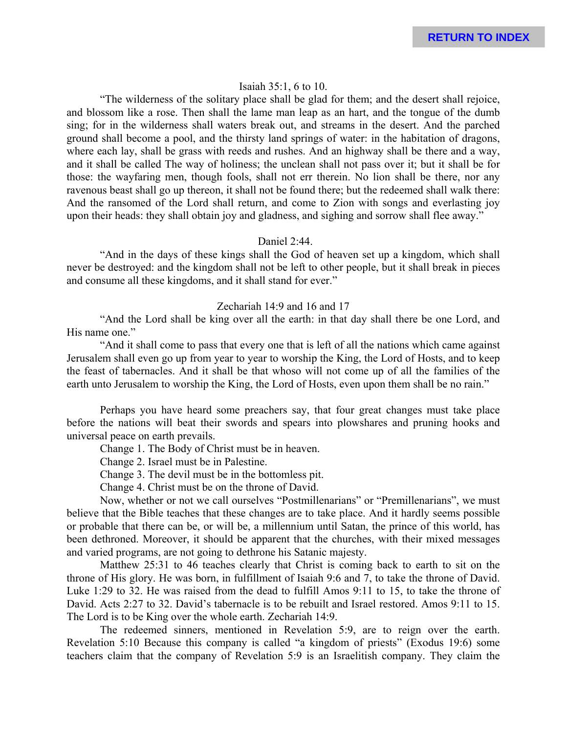Isaiah 35:1, 6 to 10.

"The wilderness of the solitary place shall be glad for them; and the desert shall rejoice, and blossom like a rose. Then shall the lame man leap as an hart, and the tongue of the dumb sing; for in the wilderness shall waters break out, and streams in the desert. And the parched ground shall become a pool, and the thirsty land springs of water: in the habitation of dragons, where each lay, shall be grass with reeds and rushes. And an highway shall be there and a way, and it shall be called The way of holiness; the unclean shall not pass over it; but it shall be for those: the wayfaring men, though fools, shall not err therein. No lion shall be there, nor any ravenous beast shall go up thereon, it shall not be found there; but the redeemed shall walk there: And the ransomed of the Lord shall return, and come to Zion with songs and everlasting joy upon their heads: they shall obtain joy and gladness, and sighing and sorrow shall flee away."

Daniel 2:44.

"And in the days of these kings shall the God of heaven set up a kingdom, which shall never be destroyed: and the kingdom shall not be left to other people, but it shall break in pieces and consume all these kingdoms, and it shall stand for ever."

Zechariah 14:9 and 16 and 17

"And the Lord shall be king over all the earth: in that day shall there be one Lord, and His name one."

"And it shall come to pass that every one that is left of all the nations which came against Jerusalem shall even go up from year to year to worship the King, the Lord of Hosts, and to keep the feast of tabernacles. And it shall be that whoso will not come up of all the families of the earth unto Jerusalem to worship the King, the Lord of Hosts, even upon them shall be no rain."

Perhaps you have heard some preachers say, that four great changes must take place before the nations will beat their swords and spears into plowshares and pruning hooks and universal peace on earth prevails.

Change 1. The Body of Christ must be in heaven.

Change 2. Israel must be in Palestine.

Change 3. The devil must be in the bottomless pit.

Change 4. Christ must be on the throne of David.

Now, whether or not we call ourselves "Postmillenarians" or "Premillenarians", we must believe that the Bible teaches that these changes are to take place. And it hardly seems possible or probable that there can be, or will be, a millennium until Satan, the prince of this world, has been dethroned. Moreover, it should be apparent that the churches, with their mixed messages and varied programs, are not going to dethrone his Satanic majesty.

Matthew 25:31 to 46 teaches clearly that Christ is coming back to earth to sit on the throne of His glory. He was born, in fulfillment of Isaiah 9:6 and 7, to take the throne of David. Luke 1:29 to 32. He was raised from the dead to fulfill Amos 9:11 to 15, to take the throne of David. Acts 2:27 to 32. David's tabernacle is to be rebuilt and Israel restored. Amos 9:11 to 15. The Lord is to be King over the whole earth. Zechariah 14:9.

The redeemed sinners, mentioned in Revelation 5:9, are to reign over the earth. Revelation 5:10 Because this company is called "a kingdom of priests" (Exodus 19:6) some teachers claim that the company of Revelation 5:9 is an Israelitish company. They claim the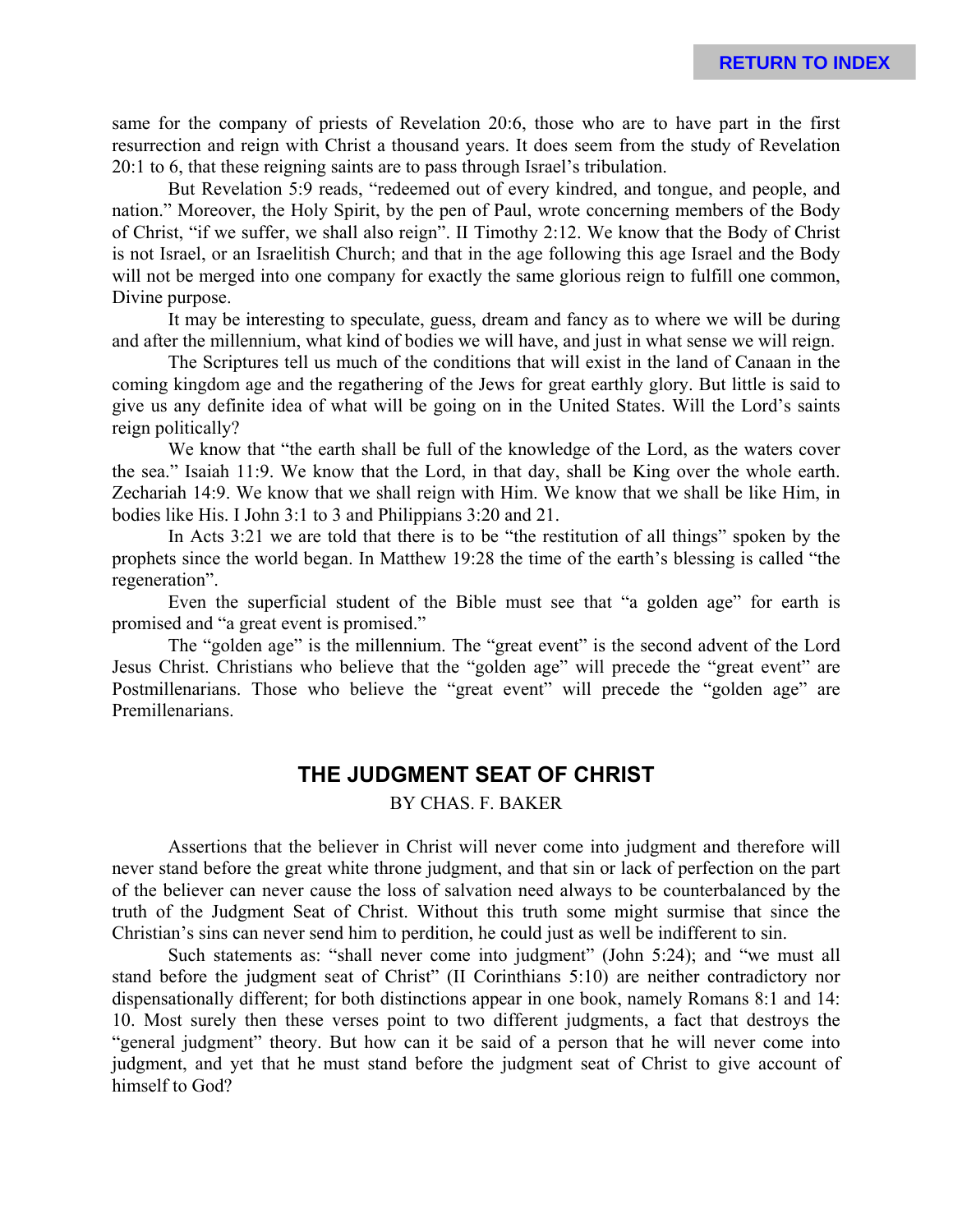same for the company of priests of Revelation 20:6, those who are to have part in the first resurrection and reign with Christ a thousand years. It does seem from the study of Revelation 20:1 to 6, that these reigning saints are to pass through Israel's tribulation.

But Revelation 5:9 reads, "redeemed out of every kindred, and tongue, and people, and nation." Moreover, the Holy Spirit, by the pen of Paul, wrote concerning members of the Body of Christ, "if we suffer, we shall also reign". II Timothy 2:12. We know that the Body of Christ is not Israel, or an Israelitish Church; and that in the age following this age Israel and the Body will not be merged into one company for exactly the same glorious reign to fulfill one common, Divine purpose.

It may be interesting to speculate, guess, dream and fancy as to where we will be during and after the millennium, what kind of bodies we will have, and just in what sense we will reign.

The Scriptures tell us much of the conditions that will exist in the land of Canaan in the coming kingdom age and the regathering of the Jews for great earthly glory. But little is said to give us any definite idea of what will be going on in the United States. Will the Lord's saints reign politically?

We know that "the earth shall be full of the knowledge of the Lord, as the waters cover the sea." Isaiah 11:9. We know that the Lord, in that day, shall be King over the whole earth. Zechariah 14:9. We know that we shall reign with Him. We know that we shall be like Him, in bodies like His. I John 3:1 to 3 and Philippians 3:20 and 21.

In Acts 3:21 we are told that there is to be "the restitution of all things" spoken by the prophets since the world began. In Matthew 19:28 the time of the earth's blessing is called "the regeneration".

Even the superficial student of the Bible must see that "a golden age" for earth is promised and "a great event is promised."

The "golden age" is the millennium. The "great event" is the second advent of the Lord Jesus Christ. Christians who believe that the "golden age" will precede the "great event" are Postmillenarians. Those who believe the "great event" will precede the "golden age" are Premillenarians.

## THE JUDGMENT SEAT OF CHRIST

BY CHAS. F. BAKER

Assertions that the believer in Christ will never come into judgment and therefore will never stand before the great white throne judgment, and that sin or lack of perfection on the part of the believer can never cause the loss of salvation need always to be counterbalanced by the truth of the Judgment Seat of Christ. Without this truth some might surmise that since the Christian's sins can never send him to perdition, he could just as well be indifferent to sin.

Such statements as: "shall never come into judgment" (John 5:24); and "we must all stand before the judgment seat of Christ" (II Corinthians 5:10) are neither contradictory nor dispensationally different; for both distinctions appear in one book, namely Romans 8:1 and 14:10. Most surely then these verses point to two different judgments, a fact that destroys the "general judgment" theory. But how can it be said of a person that he will never come into judgment, and yet that he must stand before the judgment seat of Christ to give account of himself to God?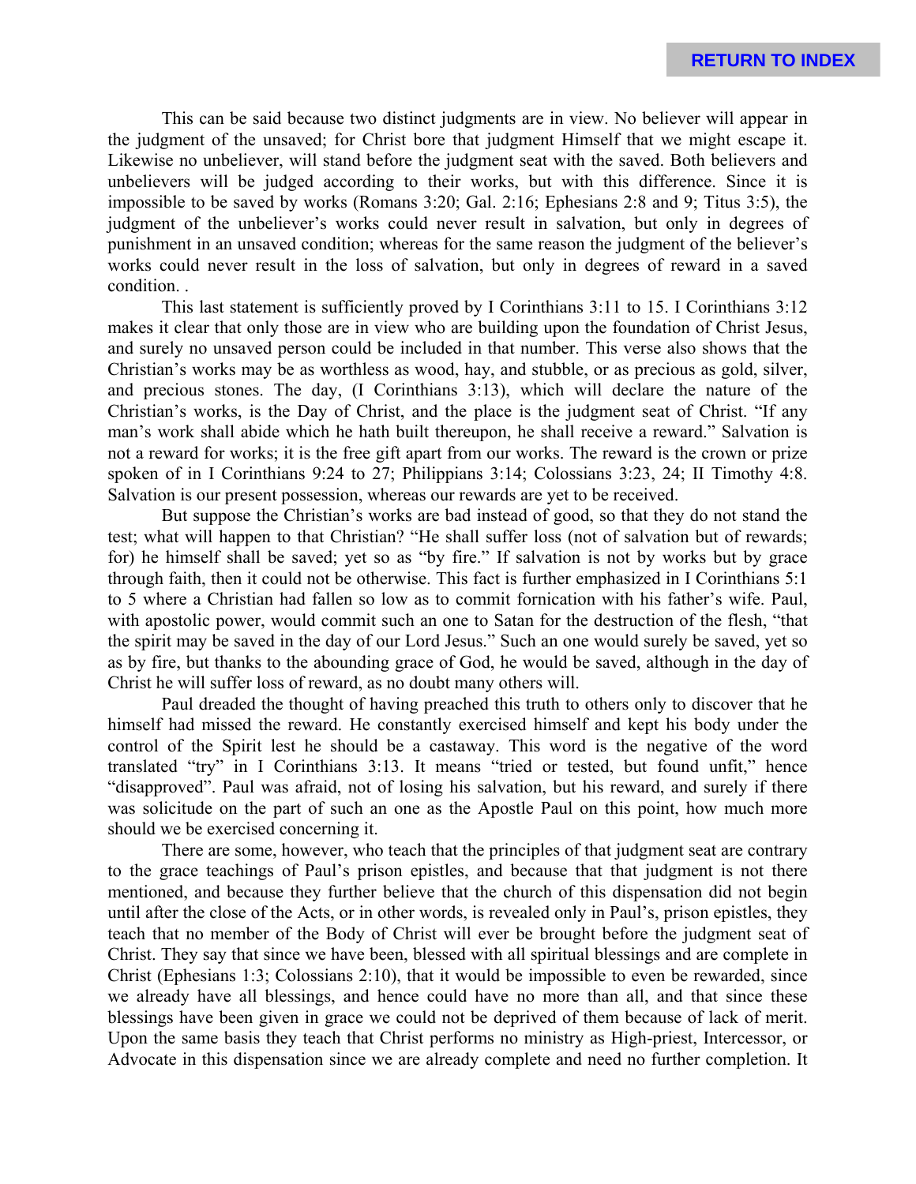This can be said because two distinct judgments are in view. No believer will appear in the judgment of the unsaved; for Christ bore that judgment Himself that we might escape it. Likewise no unbeliever, will stand before the judgment seat with the saved. Both believers and unbelievers will be judged according to their works, but with this difference. Since it is impossible to be saved by works (Romans 3:20; Gal. 2:16; Ephesians 2:8 and 9; Titus 3:5), the judgment of the unbeliever's works could never result in salvation, but only in degrees of punishment in an unsaved condition; whereas for the same reason the judgment of the believer's works could never result in the loss of salvation, but only in degrees of reward in a saved condition. .

This last statement is sufficiently proved by I Corinthians 3:11 to 15. I Corinthians 3:12 makes it clear that only those are in view who are building upon the foundation of Christ Jesus, and surely no unsaved person could be included in that number. This verse also shows that the Christian's works may be as worthless as wood, hay, and stubble, or as precious as gold, silver, and precious stones. The day, (I Corinthians 3:13), which will declare the nature of the Christian's works, is the Day of Christ, and the place is the judgment seat of Christ. "If any man's work shall abide which he hath built thereupon, he shall receive a reward." Salvation is not a reward for works; it is the free gift apart from our works. The reward is the crown or prize spoken of in I Corinthians 9:24 to 27; Philippians 3:14; Colossians 3:23, 24; II Timothy 4:8. Salvation is our present possession, whereas our rewards are yet to be received.

But suppose the Christian's works are bad instead of good, so that they do not stand the test; what will happen to that Christian? "He shall suffer loss (not of salvation but of rewards; for) he himself shall be saved; yet so as "by fire." If salvation is not by works but by grace through faith, then it could not be otherwise. This fact is further emphasized in I Corinthians 5:1 to 5 where a Christian had fallen so low as to commit fornication with his father's wife. Paul, with apostolic power, would commit such an one to Satan for the destruction of the flesh, "that the spirit may be saved in the day of our Lord Jesus." Such an one would surely be saved, yet so as by fire, but thanks to the abounding grace of God, he would be saved, although in the day of Christ he will suffer loss of reward, as no doubt many others will.

Paul dreaded the thought of having preached this truth to others only to discover that he himself had missed the reward. He constantly exercised himself and kept his body under the control of the Spirit lest he should be a castaway. This word is the negative of the word translated "try" in I Corinthians 3:13. It means "tried or tested, but found unfit," hence "disapproved". Paul was afraid, not of losing his salvation, but his reward, and surely if there was solicitude on the part of such an one as the Apostle Paul on this point, how much more should we be exercised concerning it.

There are some, however, who teach that the principles of that judgment seat are contrary to the grace teachings of Paul's prison epistles, and because that that judgment is not there mentioned, and because they further believe that the church of this dispensation did not begin until after the close of the Acts, or in other words, is revealed only in Paul's, prison epistles, they teach that no member of the Body of Christ will ever be brought before the judgment seat of Christ. They say that since we have been, blessed with all spiritual blessings and are complete in Christ (Ephesians 1:3; Colossians 2:10), that it would be impossible to even be rewarded, since we already have all blessings, and hence could have no more than all, and that since these blessings have been given in grace we could not be deprived of them because of lack of merit. Upon the same basis they teach that Christ performs no ministry as High-priest, Intercessor, or Advocate in this dispensation since we are already complete and need no further completion. It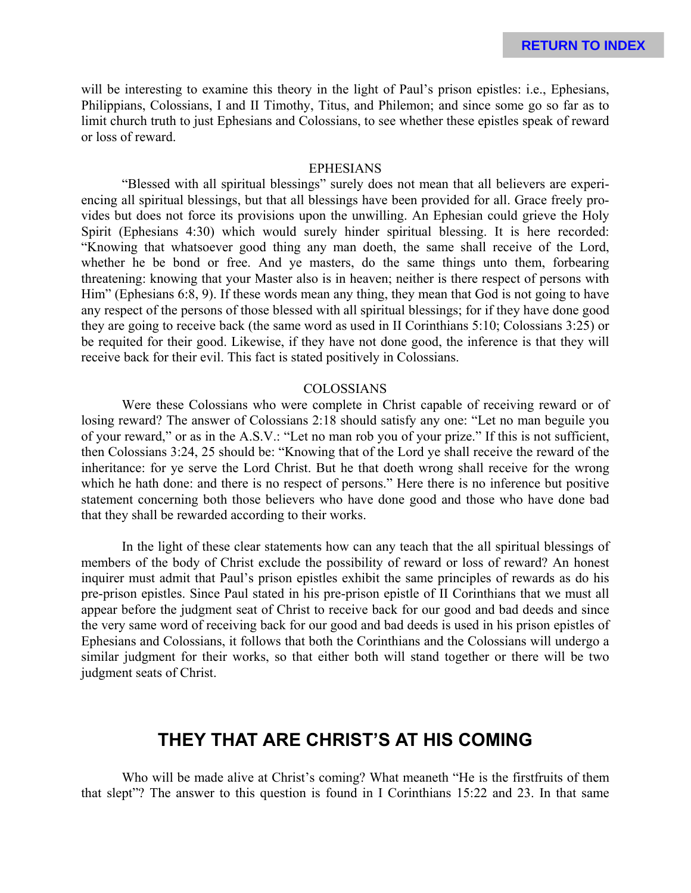will be interesting to examine this theory in the light of Paul's prison epistles: i.e., Ephesians, Philippians, Colossians, I and II Timothy, Titus, and Philemon; and since some go so far as to limit church truth to just Ephesians and Colossians, to see whether these epistles speak of reward or loss of reward.

### EPHESIANS

"Blessed with all spiritual blessings" surely does not mean that all believers are experiencing all spiritual blessings, but that all blessings have been provided for all. Grace freely provides but does not force its provisions upon the unwilling. An Ephesian could grieve the Holy Spirit (Ephesians 4:30) which would surely hinder spiritual blessing. It is here recorded: "Knowing that whatsoever good thing any man doeth, the same shall receive of the Lord, whether he be bond or free. And ye masters, do the same things unto them, forbearing threatening: knowing that your Master also is in heaven; neither is there respect of persons with Him" (Ephesians 6:8, 9). If these words mean any thing, they mean that God is not going to have any respect of the persons of those blessed with all spiritual blessings; for if they have done good they are going to receive back (the same word as used in II Corinthians 5:10; Colossians 3:25) or be requited for their good. Likewise, if they have not done good, the inference is that they will receive back for their evil. This fact is stated positively in Colossians.

### COLOSSIANS

Were these Colossians who were complete in Christ capable of receiving reward or of losing reward? The answer of Colossians 2:18 should satisfy any one: "Let no man beguile you of your reward," or as in the A.S.V.: "Let no man rob you of your prize." If this is not sufficient, then Colossians 3:24, 25 should be: "Knowing that of the Lord ye shall receive the reward of the inheritance: for ye serve the Lord Christ. But he that doeth wrong shall receive for the wrong which he hath done: and there is no respect of persons." Here there is no inference but positive statement concerning both those believers who have done good and those who have done bad that they shall be rewarded according to their works.

In the light of these clear statements how can any teach that the all spiritual blessings of members of the body of Christ exclude the possibility of reward or loss of reward? An honest inquirer must admit that Paul's prison epistles exhibit the same principles of rewards as do his pre-prison epistles. Since Paul stated in his pre-prison epistle of II Corinthians that we must all appear before the judgment seat of Christ to receive back for our good and bad deeds and since the very same word of receiving back for our good and bad deeds is used in his prison epistles of Ephesians and Colossians, it follows that both the Corinthians and the Colossians will undergo a similar judgment for their works, so that either both will stand together or there will be two judgment seats of Christ.

## THEY THAT ARE CHRIST'S AT HIS COMING

Who will be made alive at Christ's coming? What meaneth "He is the firstfruits of them that slept"? The answer to this question is found in I Corinthians 15:22 and 23. In that same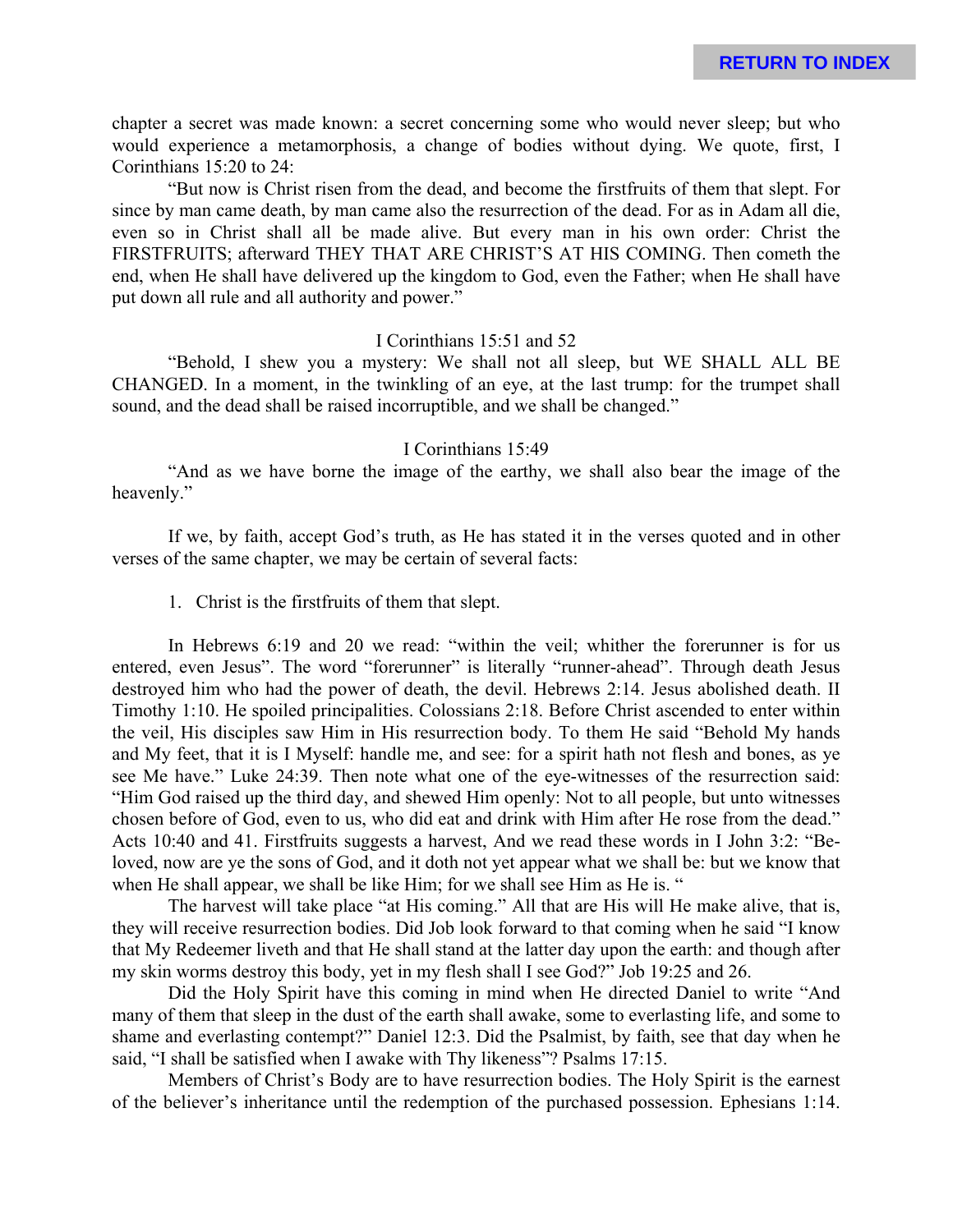chapter a secret was made known: a secret concerning some who would never sleep; but who would experience a metamorphosis, a change of bodies without dying. We quote, first, I Corinthians 15:20 to 24:

"But now is Christ risen from the dead, and become the firstfruits of them that slept. For since by man came death, by man came also the resurrection of the dead. For as in Adam all die, even so in Christ shall all be made alive. But every man in his own order: Christ the FIRSTFRUITS; afterward THEY THAT ARE CHRIST'S AT HIS COMING. Then cometh the end, when He shall have delivered up the kingdom to God, even the Father; when He shall have put down all rule and all authority and power."

I Corinthians 15:51 and 52

"Behold, I shew you a mystery: We shall not all sleep, but WE SHALL ALL BE CHANGED. In a moment, in the twinkling of an eye, at the last trump: for the trumpet shall sound, and the dead shall be raised incorruptible, and we shall be changed."

I Corinthians 15:49

"And as we have borne the image of the earthy, we shall also bear the image of the heavenly."

If we, by faith, accept God's truth, as He has stated it in the verses quoted and in other verses of the same chapter, we may be certain of several facts:

1. Christ is the firstfruits of them that slept.

In Hebrews 6:19 and 20 we read: "within the veil; whither the forerunner is for us entered, even Jesus". The word "forerunner" is literally "runner-ahead". Through death Jesus destroyed him who had the power of death, the devil. Hebrews 2:14. Jesus abolished death. II Timothy 1:10. He spoiled principalities. Colossians 2:18. Before Christ ascended to enter within the veil, His disciples saw Him in His resurrection body. To them He said "Behold My hands and My feet, that it is I Myself: handle me, and see: for a spirit hath not flesh and bones, as ye see Me have." Luke 24:39. Then note what one of the eye-witnesses of the resurrection said: "Him God raised up the third day, and shewed Him openly: Not to all people, but unto witnesses chosen before of God, even to us, who did eat and drink with Him after He rose from the dead." Acts 10:40 and 41. Firstfruits suggests a harvest, And we read these words in I John 3:2: "Beloved, now are ye the sons of God, and it doth not yet appear what we shall be: but we know that when He shall appear, we shall be like Him; for we shall see Him as He is. "

The harvest will take place "at His coming." All that are His will He make alive, that is, they will receive resurrection bodies. Did Job look forward to that coming when he said "I know that My Redeemer liveth and that He shall stand at the latter day upon the earth: and though after my skin worms destroy this body, yet in my flesh shall I see God?" Job 19:25 and 26.

Did the Holy Spirit have this coming in mind when He directed Daniel to write "And many of them that sleep in the dust of the earth shall awake, some to everlasting life, and some to shame and everlasting contempt?" Daniel 12:3. Did the Psalmist, by faith, see that day when he said, "I shall be satisfied when I awake with Thy likeness"? Psalms 17:15.

Members of Christ's Body are to have resurrection bodies. The Holy Spirit is the earnest of the believer's inheritance until the redemption of the purchased possession. Ephesians 1:14.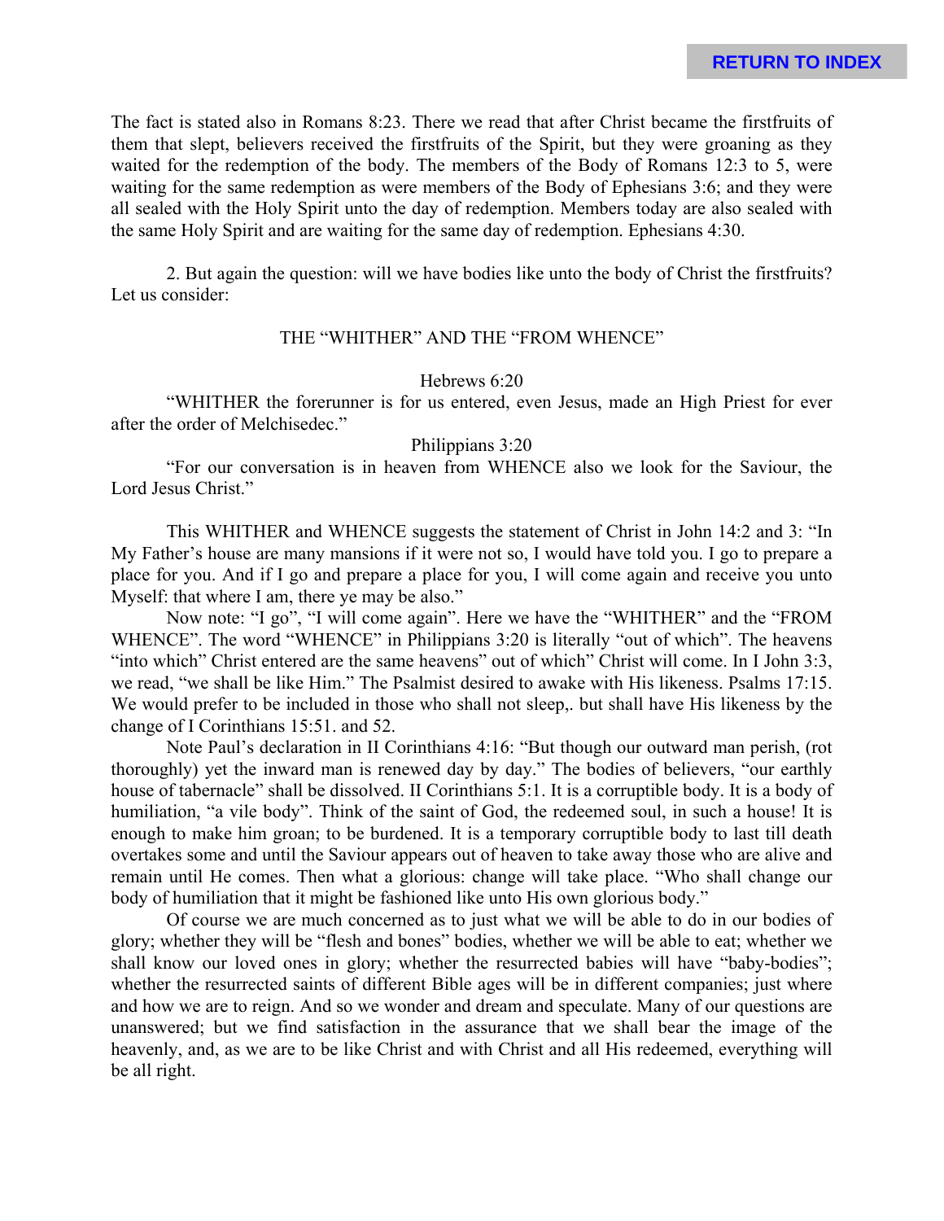The fact is stated also in Romans 8:23. There we read that after Christ became the firstfruits of them that slept, believers received the firstfruits of the Spirit, but they were groaning as they waited for the redemption of the body. The members of the Body of Romans 12:3 to 5, were waiting for the same redemption as were members of the Body of Ephesians 3:6; and they were all sealed with the Holy Spirit unto the day of redemption. Members today are also sealed with the same Holy Spirit and are waiting for the same day of redemption. Ephesians 4:30.

2. But again the question: will we have bodies like unto the body of Christ the firstfruits? Let us consider:

## THE "WHITHER" AND THE "FROM WHENCE"

Hebrews 6:20

"WHITHER the forerunner is for us entered, even Jesus, made an High Priest for ever after the order of Melchisedec."

Philippians 3:20

"For our conversation is in heaven from WHENCE also we look for the Saviour, the Lord Jesus Christ."

This WHITHER and WHENCE suggests the statement of Christ in John 14:2 and 3: "In My Father's house are many mansions if it were not so, I would have told you. I go to prepare a place for you. And if I go and prepare a place for you, I will come again and receive you unto Myself: that where I am, there ye may be also."

Now note: "I go", "I will come again". Here we have the "WHITHER" and the "FROM WHENCE". The word "WHENCE" in Philippians 3:20 is literally "out of which". The heavens "into which" Christ entered are the same heavens" out of which" Christ will come. In I John 3:3, we read, "we shall be like Him." The Psalmist desired to awake with His likeness. Psalms 17:15. We would prefer to be included in those who shall not sleep,. but shall have His likeness by the change of I Corinthians 15:51. and 52.

Note Paul's declaration in II Corinthians 4:16: "But though our outward man perish, (rot thoroughly) yet the inward man is renewed day by day." The bodies of believers, "our earthly house of tabernacle" shall be dissolved. II Corinthians 5:1. It is a corruptible body. It is a body of humiliation, "a vile body". Think of the saint of God, the redeemed soul, in such a house! It is enough to make him groan; to be burdened. It is a temporary corruptible body to last till death overtakes some and until the Saviour appears out of heaven to take away those who are alive and remain until He comes. Then what a glorious: change will take place. "Who shall change our body of humiliation that it might be fashioned like unto His own glorious body."

Of course we are much concerned as to just what we will be able to do in our bodies of glory; whether they will be "flesh and bones" bodies, whether we will be able to eat; whether we shall know our loved ones in glory; whether the resurrected babies will have "baby-bodies"; whether the resurrected saints of different Bible ages will be in different companies; just where and how we are to reign. And so we wonder and dream and speculate. Many of our questions are unanswered; but we find satisfaction in the assurance that we shall bear the image of the heavenly, and, as we are to be like Christ and with Christ and all His redeemed, everything will be all right.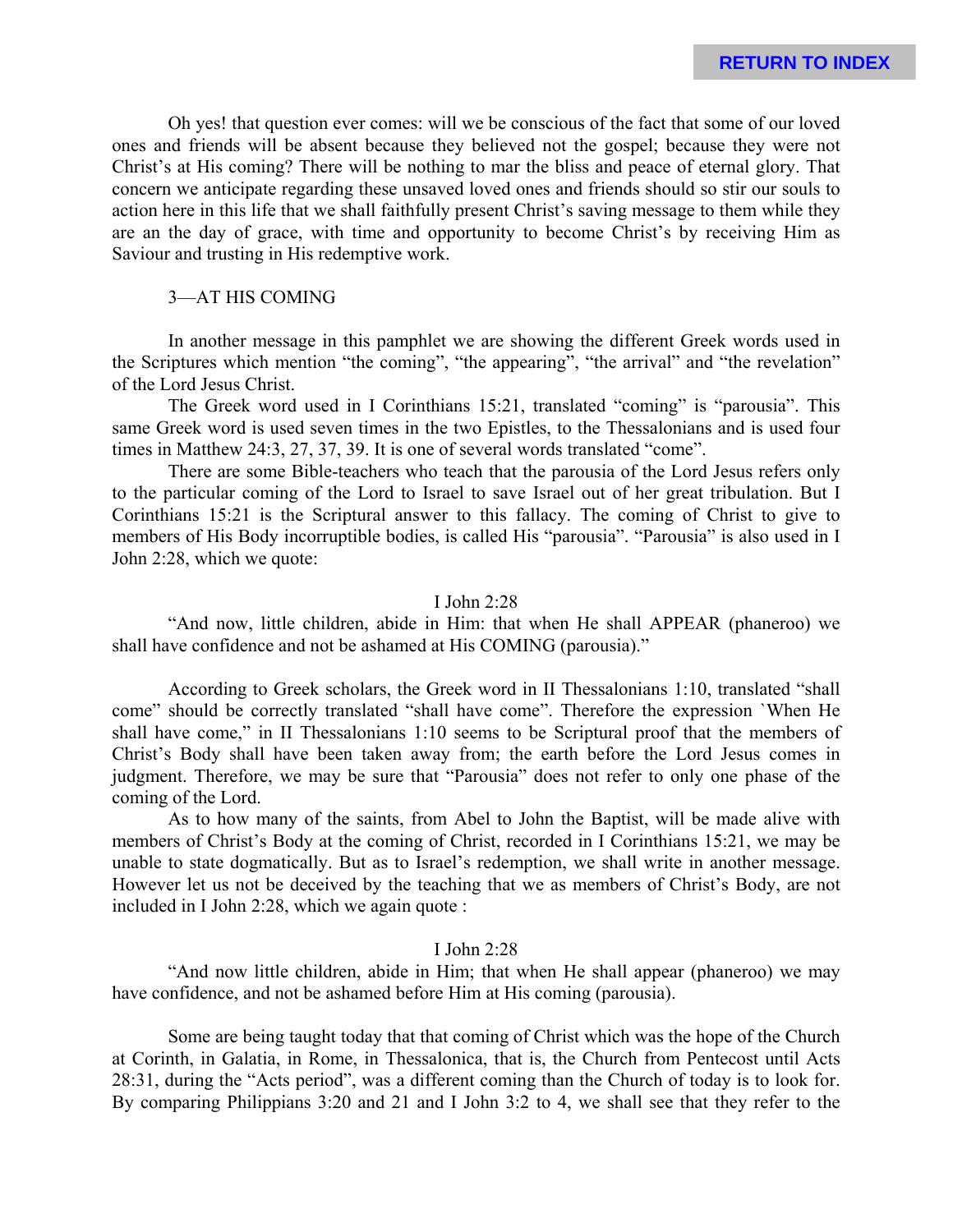Oh yes! that question ever comes: will we be conscious of the fact that some of our loved ones and friends will be absent because they believed not the gospel; because they were not Christ's at His coming? There will be nothing to mar the bliss and peace of eternal glory. That concern we anticipate regarding these unsaved loved ones and friends should so stir our souls to action here in this life that we shall faithfully present Christ's saving message to them while they are an the day of grace, with time and opportunity to become Christ's by receiving Him as Saviour and trusting in His redemptive work.

### 3—AT HIS COMING

In another message in this pamphlet we are showing the different Greek words used in the Scriptures which mention "the coming", "the appearing", "the arrival" and "the revelation" of the Lord Jesus Christ.

The Greek word used in I Corinthians 15:21, translated "coming" is "parousia". This same Greek word is used seven times in the two Epistles, to the Thessalonians and is used four times in Matthew 24:3, 27, 37, 39. It is one of several words translated "come".

There are some Bible-teachers who teach that the parousia of the Lord Jesus refers only to the particular coming of the Lord to Israel to save Israel out of her great tribulation. But I Corinthians 15:21 is the Scriptural answer to this fallacy. The coming of Christ to give to members of His Body incorruptible bodies, is called His "parousia". "Parousia" is also used in I John 2:28, which we quote:

I John 2:28

"And now, little children, abide in Him: that when He shall APPEAR (phaneroo) we shall have confidence and not be ashamed at His COMING (parousia)."

According to Greek scholars, the Greek word in II Thessalonians 1:10, translated "shall come" should be correctly translated "shall have come". Therefore the expression `When He shall have come," in II Thessalonians 1:10 seems to be Scriptural proof that the members of Christ's Body shall have been taken away from; the earth before the Lord Jesus comes in judgment. Therefore, we may be sure that "Parousia" does not refer to only one phase of the coming of the Lord.

As to how many of the saints, from Abel to John the Baptist, will be made alive with members of Christ's Body at the coming of Christ, recorded in I Corinthians 15:21, we may be unable to state dogmatically. But as to Israel's redemption, we shall write in another message. However let us not be deceived by the teaching that we as members of Christ's Body, are not included in I John 2:28, which we again quote :

I John 2:28

"And now little children, abide in Him; that when He shall appear (phaneroo) we may have confidence, and not be ashamed before Him at His coming (parousia).

Some are being taught today that that coming of Christ which was the hope of the Church at Corinth, in Galatia, in Rome, in Thessalonica, that is, the Church from Pentecost until Acts 28:31, during the "Acts period", was a different coming than the Church of today is to look for. By comparing Philippians 3:20 and 21 and I John 3:2 to 4, we shall see that they refer to the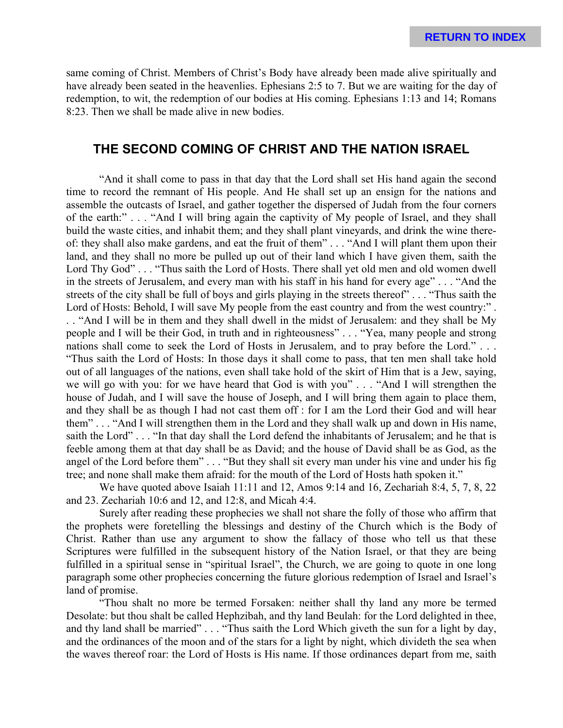same coming of Christ. Members of Christ's Body have already been made alive spiritually and have already been seated in the heavenlies. Ephesians 2:5 to 7. But we are waiting for the day of redemption, to wit, the redemption of our bodies at His coming. Ephesians 1:13 and 14; Romans 8:23. Then we shall be made alive in new bodies.

## THE SECOND COMING OF CHRIST AND THE NATION ISRAEL

"And it shall come to pass in that day that the Lord shall set His hand again the second time to record the remnant of His people. And He shall set up an ensign for the nations and assemble the outcasts of Israel, and gather together the dispersed of Judah from the four corners of the earth:" . . . "And I will bring again the captivity of My people of Israel, and they shall build the waste cities, and inhabit them; and they shall plant vineyards, and drink the wine thereof: they shall also make gardens, and eat the fruit of them" . . . "And I will plant them upon their land, and they shall no more be pulled up out of their land which I have given them, saith the Lord Thy God" . . . "Thus saith the Lord of Hosts. There shall yet old men and old women dwell in the streets of Jerusalem, and every man with his staff in his hand for every age" . . . "And the streets of the city shall be full of boys and girls playing in the streets thereof" . . . "Thus saith the Lord of Hosts: Behold, I will save My people from the east country and from the west country:" . . . "And I will be in them and they shall dwell in the midst of Jerusalem: and they shall be My people and I will be their God, in truth and in righteousness" . . . "Yea, many people and strong nations shall come to seek the Lord of Hosts in Jerusalem, and to pray before the Lord." . . . "Thus saith the Lord of Hosts: In those days it shall come to pass, that ten men shall take hold out of all languages of the nations, even shall take hold of the skirt of Him that is a Jew, saying, we will go with you: for we have heard that God is with you" . . . "And I will strengthen the house of Judah, and I will save the house of Joseph, and I will bring them again to place them, and they shall be as though I had not cast them off : for I am the Lord their God and will hear them" . . . "And I will strengthen them in the Lord and they shall walk up and down in His name, saith the Lord" . . . "In that day shall the Lord defend the inhabitants of Jerusalem; and he that is feeble among them at that day shall be as David; and the house of David shall be as God, as the angel of the Lord before them" . . . "But they shall sit every man under his vine and under his fig tree; and none shall make them afraid: for the mouth of the Lord of Hosts hath spoken it."

We have quoted above Isaiah 11:11 and 12, Amos 9:14 and 16, Zechariah 8:4, 5, 7, 8, 22 and 23. Zechariah 10:6 and 12, and 12:8, and Micah 4:4.

Surely after reading these prophecies we shall not share the folly of those who affirm that the prophets were foretelling the blessings and destiny of the Church which is the Body of Christ. Rather than use any argument to show the fallacy of those who tell us that these Scriptures were fulfilled in the subsequent history of the Nation Israel, or that they are being fulfilled in a spiritual sense in "spiritual Israel", the Church, we are going to quote in one long paragraph some other prophecies concerning the future glorious redemption of Israel and Israel's land of promise.

"Thou shalt no more be termed Forsaken: neither shall thy land any more be termed Desolate: but thou shalt be called Hephzibah, and thy land Beulah: for the Lord delighted in thee, and thy land shall be married" . . . "Thus saith the Lord Which giveth the sun for a light by day, and the ordinances of the moon and of the stars for a light by night, which divideth the sea when the waves thereof roar: the Lord of Hosts is His name. If those ordinances depart from me, saith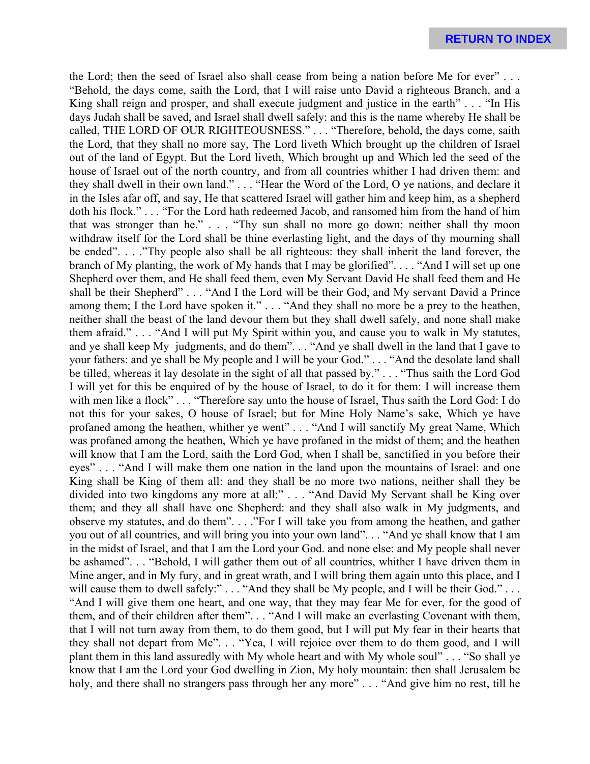the Lord; then the seed of Israel also shall cease from being a nation before Me for ever" . . . "Behold, the days come, saith the Lord, that I will raise unto David a righteous Branch, and a King shall reign and prosper, and shall execute judgment and justice in the earth" . . . "In His days Judah shall be saved, and Israel shall dwell safely: and this is the name whereby He shall be called, THE LORD OF OUR RIGHTEOUSNESS." . . . "Therefore, behold, the days come, saith the Lord, that they shall no more say, The Lord liveth Which brought up the children of Israel out of the land of Egypt. But the Lord liveth, Which brought up and Which led the seed of the house of Israel out of the north country, and from all countries whither I had driven them: and they shall dwell in their own land." . . . "Hear the Word of the Lord, O ye nations, and declare it in the Isles afar off, and say, He that scattered Israel will gather him and keep him, as a shepherd doth his flock." . . . "For the Lord hath redeemed Jacob, and ransomed him from the hand of him that was stronger than he." . . . "Thy sun shall no more go down: neither shall thy moon withdraw itself for the Lord shall be thine everlasting light, and the days of thy mourning shall be ended". . . ."Thy people also shall be all righteous: they shall inherit the land forever, the branch of My planting, the work of My hands that I may be glorified". . . . "And I will set up one Shepherd over them, and He shall feed them, even My Servant David He shall feed them and He shall be their Shepherd" . . . "And I the Lord will be their God, and My servant David a Prince among them; I the Lord have spoken it." . . . "And they shall no more be a prey to the heathen, neither shall the beast of the land devour them but they shall dwell safely, and none shall make them afraid." . . . "And I will put My Spirit within you, and cause you to walk in My statutes, and ye shall keep My judgments, and do them". . . "And ye shall dwell in the land that I gave to your fathers: and ye shall be My people and I will be your God." . . . "And the desolate land shall be tilled, whereas it lay desolate in the sight of all that passed by." . . . "Thus saith the Lord God I will yet for this be enquired of by the house of Israel, to do it for them: I will increase them with men like a flock" . . . "Therefore say unto the house of Israel, Thus saith the Lord God: I do not this for your sakes, O house of Israel; but for Mine Holy Name's sake, Which ye have profaned among the heathen, whither ye went" . . . "And I will sanctify My great Name, Which was profaned among the heathen, Which ye have profaned in the midst of them; and the heathen will know that I am the Lord, saith the Lord God, when I shall be, sanctified in you before their eyes" . . . "And I will make them one nation in the land upon the mountains of Israel: and one King shall be King of them all: and they shall be no more two nations, neither shall they be divided into two kingdoms any more at all:" . . . "And David My Servant shall be King over them; and they all shall have one Shepherd: and they shall also walk in My judgments, and observe my statutes, and do them". . . ."For I will take you from among the heathen, and gather you out of all countries, and will bring you into your own land". . . "And ye shall know that I am in the midst of Israel, and that I am the Lord your God. and none else: and My people shall never be ashamed". . . "Behold, I will gather them out of all countries, whither I have driven them in Mine anger, and in My fury, and in great wrath, and I will bring them again unto this place, and I will cause them to dwell safely:" . . . "And they shall be My people, and I will be their God." . . . "And I will give them one heart, and one way, that they may fear Me for ever, for the good of them, and of their children after them". . . "And I will make an everlasting Covenant with them, that I will not turn away from them, to do them good, but I will put My fear in their hearts that they shall not depart from Me". . . "Yea, I will rejoice over them to do them good, and I will plant them in this land assuredly with My whole heart and with My whole soul" . . . "So shall ye know that I am the Lord your God dwelling in Zion, My holy mountain: then shall Jerusalem be holy, and there shall no strangers pass through her any more" . . . "And give him no rest, till he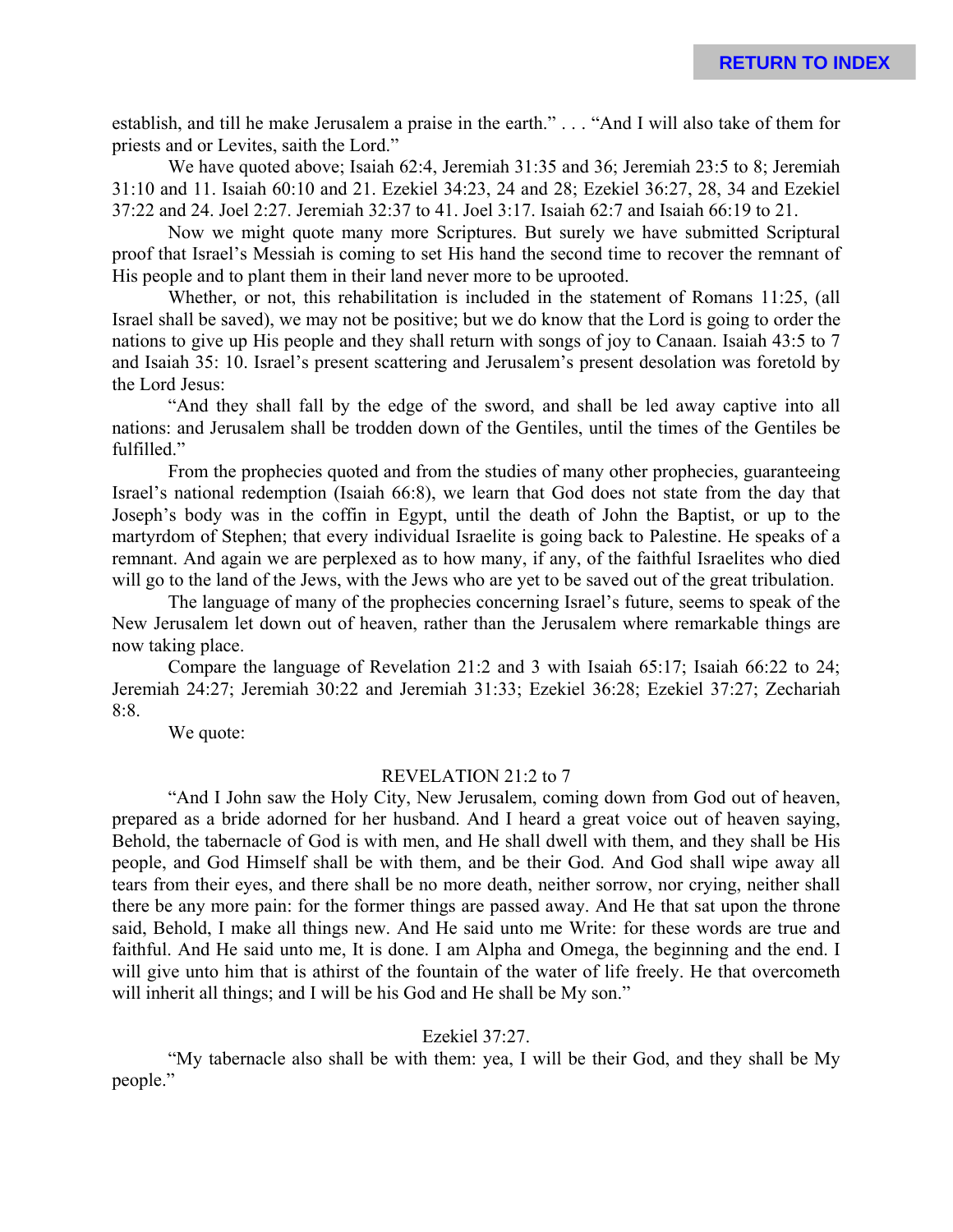establish, and till he make Jerusalem a praise in the earth." . . . "And I will also take of them for priests and or Levites, saith the Lord."

We have quoted above; Isaiah 62:4, Jeremiah 31:35 and 36; Jeremiah 23:5 to 8; Jeremiah 31:10 and 11. Isaiah 60:10 and 21. Ezekiel 34:23, 24 and 28; Ezekiel 36:27, 28, 34 and Ezekiel 37:22 and 24. Joel 2:27. Jeremiah 32:37 to 41. Joel 3:17. Isaiah 62:7 and Isaiah 66:19 to 21.

Now we might quote many more Scriptures. But surely we have submitted Scriptural proof that Israel's Messiah is coming to set His hand the second time to recover the remnant of His people and to plant them in their land never more to be uprooted.

Whether, or not, this rehabilitation is included in the statement of Romans 11:25, (all Israel shall be saved), we may not be positive; but we do know that the Lord is going to order the nations to give up His people and they shall return with songs of joy to Canaan. Isaiah 43:5 to 7 and Isaiah 35: 10. Israel's present scattering and Jerusalem's present desolation was foretold by the Lord Jesus:

"And they shall fall by the edge of the sword, and shall be led away captive into all nations: and Jerusalem shall be trodden down of the Gentiles, until the times of the Gentiles be fulfilled."

From the prophecies quoted and from the studies of many other prophecies, guaranteeing Israel's national redemption (Isaiah 66:8), we learn that God does not state from the day that Joseph's body was in the coffin in Egypt, until the death of John the Baptist, or up to the martyrdom of Stephen; that every individual Israelite is going back to Palestine. He speaks of a remnant. And again we are perplexed as to how many, if any, of the faithful Israelites who died will go to the land of the Jews, with the Jews who are yet to be saved out of the great tribulation.

The language of many of the prophecies concerning Israel's future, seems to speak of the New Jerusalem let down out of heaven, rather than the Jerusalem where remarkable things are now taking place.

Compare the language of Revelation 21:2 and 3 with Isaiah 65:17; Isaiah 66:22 to 24; Jeremiah 24:27; Jeremiah 30:22 and Jeremiah 31:33; Ezekiel 36:28; Ezekiel 37:27; Zechariah 8:8.

We quote:

REVELATION 21:2 to 7

"And I John saw the Holy City, New Jerusalem, coming down from God out of heaven, prepared as a bride adorned for her husband. And I heard a great voice out of heaven saying, Behold, the tabernacle of God is with men, and He shall dwell with them, and they shall be His people, and God Himself shall be with them, and be their God. And God shall wipe away all tears from their eyes, and there shall be no more death, neither sorrow, nor crying, neither shall there be any more pain: for the former things are passed away. And He that sat upon the throne said, Behold, I make all things new. And He said unto me Write: for these words are true and faithful. And He said unto me, It is done. I am Alpha and Omega, the beginning and the end. I will give unto him that is athirst of the fountain of the water of life freely. He that overcometh will inherit all things; and I will be his God and He shall be My son."

Ezekiel 37:27.

"My tabernacle also shall be with them: yea, I will be their God, and they shall be My people."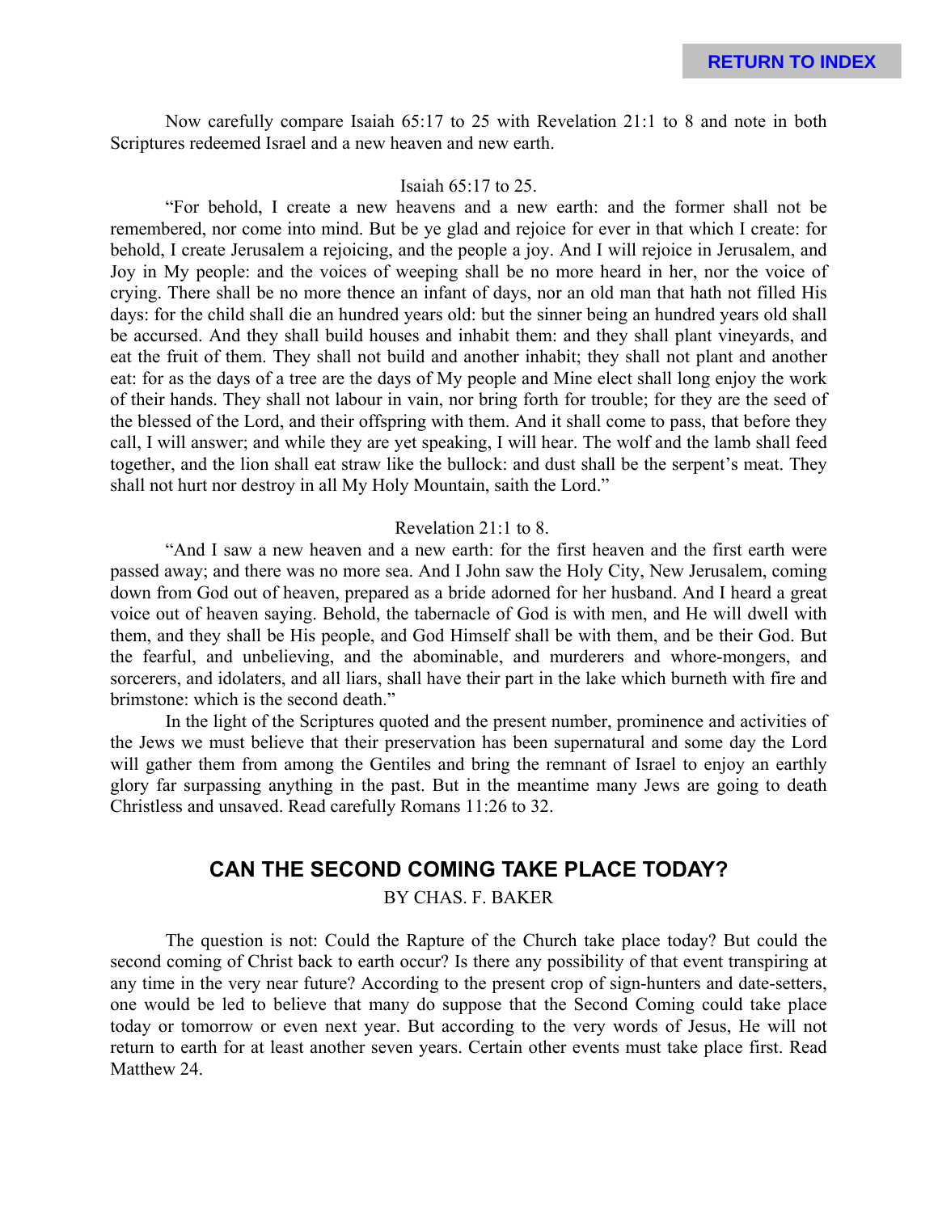Now carefully compare Isaiah 65:17 to 25 with Revelation 21:1 to 8 and note in both Scriptures redeemed Israel and a new heaven and new earth.

Isaiah 65:17 to 25.

"For behold, I create a new heavens and a new earth: and the former shall not be remembered, nor come into mind. But be ye glad and rejoice for ever in that which I create: for behold, I create Jerusalem a rejoicing, and the people a joy. And I will rejoice in Jerusalem, and Joy in My people: and the voices of weeping shall be no more heard in her, nor the voice of crying. There shall be no more thence an infant of days, nor an old man that hath not filled His days: for the child shall die an hundred years old: but the sinner being an hundred years old shall be accursed. And they shall build houses and inhabit them: and they shall plant vineyards, and eat the fruit of them. They shall not build and another inhabit; they shall not plant and another eat: for as the days of a tree are the days of My people and Mine elect shall long enjoy the work of their hands. They shall not labour in vain, nor bring forth for trouble; for they are the seed of the blessed of the Lord, and their offspring with them. And it shall come to pass, that before they call, I will answer; and while they are yet speaking, I will hear. The wolf and the lamb shall feed together, and the lion shall eat straw like the bullock: and dust shall be the serpent's meat. They shall not hurt nor destroy in all My Holy Mountain, saith the Lord."

Revelation 21:1 to 8.

"And I saw a new heaven and a new earth: for the first heaven and the first earth were passed away; and there was no more sea. And I John saw the Holy City, New Jerusalem, coming down from God out of heaven, prepared as a bride adorned for her husband. And I heard a great voice out of heaven saying. Behold, the tabernacle of God is with men, and He will dwell with them, and they shall be His people, and God Himself shall be with them, and be their God. But the fearful, and unbelieving, and the abominable, and murderers and whore-mongers, and sorcerers, and idolaters, and all liars, shall have their part in the lake which burneth with fire and brimstone: which is the second death."

In the light of the Scriptures quoted and the present number, prominence and activities of the Jews we must believe that their preservation has been supernatural and some day the Lord will gather them from among the Gentiles and bring the remnant of Israel to enjoy an earthly glory far surpassing anything in the past. But in the meantime many Jews are going to death Christless and unsaved. Read carefully Romans 11:26 to 32.

## CAN THE SECOND COMING TAKE PLACE TODAY?

BY CHAS. F. BAKER

The question is not: Could the Rapture of the Church take place today? But could the second coming of Christ back to earth occur? Is there any possibility of that event transpiring at any time in the very near future? According to the present crop of sign-hunters and date-setters, one would be led to believe that many do suppose that the Second Coming could take place today or tomorrow or even next year. But according to the very words of Jesus, He will not return to earth for at least another seven years. Certain other events must take place first. Read Matthew 24.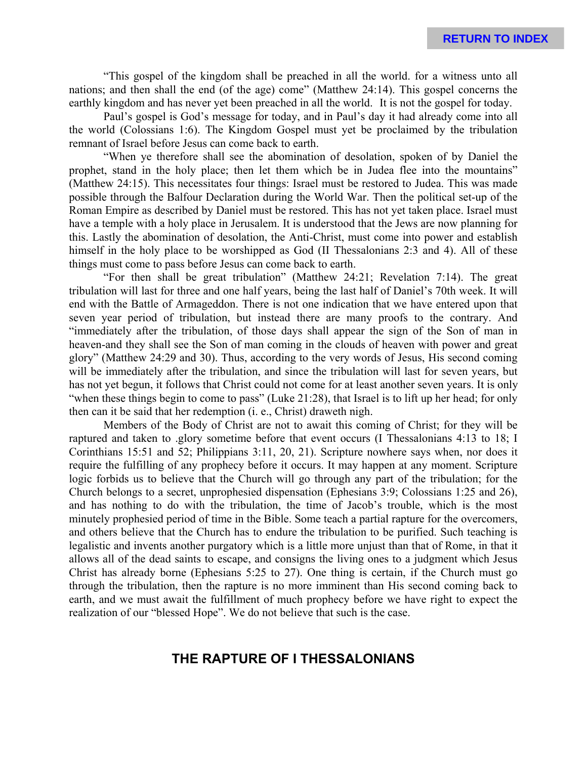"This gospel of the kingdom shall be preached in all the world. for a witness unto all nations; and then shall the end (of the age) come" (Matthew 24:14). This gospel concerns the earthly kingdom and has never yet been preached in all the world. It is not the gospel for today.

Paul's gospel is God's message for today, and in Paul's day it had already come into all the world (Colossians 1:6). The Kingdom Gospel must yet be proclaimed by the tribulation remnant of Israel before Jesus can come back to earth.

"When ye therefore shall see the abomination of desolation, spoken of by Daniel the prophet, stand in the holy place; then let them which be in Judea flee into the mountains" (Matthew 24:15). This necessitates four things: Israel must be restored to Judea. This was made possible through the Balfour Declaration during the World War. Then the political set-up of the Roman Empire as described by Daniel must be restored. This has not yet taken place. Israel must have a temple with a holy place in Jerusalem. It is understood that the Jews are now planning for this. Lastly the abomination of desolation, the Anti-Christ, must come into power and establish himself in the holy place to be worshipped as God (II Thessalonians 2:3 and 4). All of these things must come to pass before Jesus can come back to earth.

"For then shall be great tribulation" (Matthew 24:21; Revelation 7:14). The great tribulation will last for three and one half years, being the last half of Daniel's 70th week. It will end with the Battle of Armageddon. There is not one indication that we have entered upon that seven year period of tribulation, but instead there are many proofs to the contrary. And "immediately after the tribulation, of those days shall appear the sign of the Son of man in heaven-and they shall see the Son of man coming in the clouds of heaven with power and great glory" (Matthew 24:29 and 30). Thus, according to the very words of Jesus, His second coming will be immediately after the tribulation, and since the tribulation will last for seven years, but has not yet begun, it follows that Christ could not come for at least another seven years. It is only "when these things begin to come to pass" (Luke 21:28), that Israel is to lift up her head; for only then can it be said that her redemption (i. e., Christ) draweth nigh.

Members of the Body of Christ are not to await this coming of Christ; for they will be raptured and taken to .glory sometime before that event occurs (I Thessalonians 4:13 to 18; I Corinthians 15:51 and 52; Philippians 3:11, 20, 21). Scripture nowhere says when, nor does it require the fulfilling of any prophecy before it occurs. It may happen at any moment. Scripture logic forbids us to believe that the Church will go through any part of the tribulation; for the Church belongs to a secret, unprophesied dispensation (Ephesians 3:9; Colossians 1:25 and 26), and has nothing to do with the tribulation, the time of Jacob's trouble, which is the most minutely prophesied period of time in the Bible. Some teach a partial rapture for the overcomers, and others believe that the Church has to endure the tribulation to be purified. Such teaching is legalistic and invents another purgatory which is a little more unjust than that of Rome, in that it allows all of the dead saints to escape, and consigns the living ones to a judgment which Jesus Christ has already borne (Ephesians 5:25 to 27). One thing is certain, if the Church must go through the tribulation, then the rapture is no more imminent than His second coming back to earth, and we must await the fulfillment of much prophecy before we have right to expect the realization of our "blessed Hope". We do not believe that such is the case.

## THE RAPTURE OF I THESSALONIANS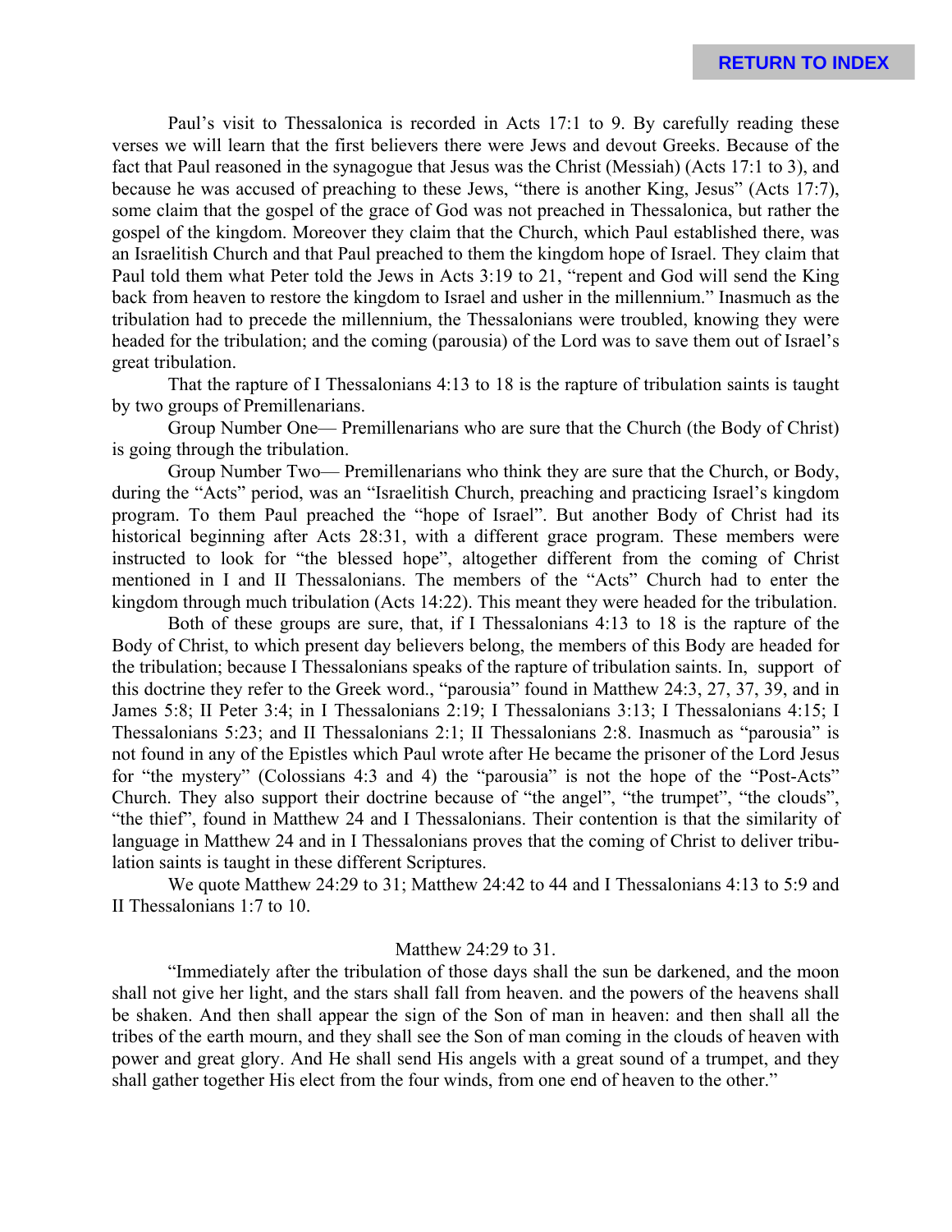Paul's visit to Thessalonica is recorded in Acts 17:1 to 9. By carefully reading these verses we will learn that the first believers there were Jews and devout Greeks. Because of the fact that Paul reasoned in the synagogue that Jesus was the Christ (Messiah) (Acts 17:1 to 3), and because he was accused of preaching to these Jews, "there is another King, Jesus" (Acts 17:7), some claim that the gospel of the grace of God was not preached in Thessalonica, but rather the gospel of the kingdom. Moreover they claim that the Church, which Paul established there, was an Israelitish Church and that Paul preached to them the kingdom hope of Israel. They claim that Paul told them what Peter told the Jews in Acts 3:19 to 21, "repent and God will send the King back from heaven to restore the kingdom to Israel and usher in the millennium." Inasmuch as the tribulation had to precede the millennium, the Thessalonians were troubled, knowing they were headed for the tribulation; and the coming (parousia) of the Lord was to save them out of Israel's great tribulation.

That the rapture of I Thessalonians 4:13 to 18 is the rapture of tribulation saints is taught by two groups of Premillenarians.

Group Number One— Premillenarians who are sure that the Church (the Body of Christ) is going through the tribulation.

Group Number Two— Premillenarians who think they are sure that the Church, or Body, during the "Acts" period, was an "Israelitish Church, preaching and practicing Israel's kingdom program. To them Paul preached the "hope of Israel". But another Body of Christ had its historical beginning after Acts 28:31, with a different grace program. These members were instructed to look for "the blessed hope", altogether different from the coming of Christ mentioned in I and II Thessalonians. The members of the "Acts" Church had to enter the kingdom through much tribulation (Acts 14:22). This meant they were headed for the tribulation.

Both of these groups are sure, that, if I Thessalonians 4:13 to 18 is the rapture of the Body of Christ, to which present day believers belong, the members of this Body are headed for the tribulation; because I Thessalonians speaks of the rapture of tribulation saints. In, support of this doctrine they refer to the Greek word., "parousia" found in Matthew 24:3, 27, 37, 39, and in James 5:8; II Peter 3:4; in I Thessalonians 2:19; I Thessalonians 3:13; I Thessalonians 4:15; I Thessalonians 5:23; and II Thessalonians 2:1; II Thessalonians 2:8. Inasmuch as "parousia" is not found in any of the Epistles which Paul wrote after He became the prisoner of the Lord Jesus for "the mystery" (Colossians 4:3 and 4) the "parousia" is not the hope of the "Post-Acts" Church. They also support their doctrine because of "the angel", "the trumpet", "the clouds", "the thief", found in Matthew 24 and I Thessalonians. Their contention is that the similarity of language in Matthew 24 and in I Thessalonians proves that the coming of Christ to deliver tribulation saints is taught in these different Scriptures.

We quote Matthew 24:29 to 31; Matthew 24:42 to 44 and I Thessalonians 4:13 to 5:9 and II Thessalonians 1:7 to 10.

Matthew 24:29 to 31.

"Immediately after the tribulation of those days shall the sun be darkened, and the moon shall not give her light, and the stars shall fall from heaven. and the powers of the heavens shall be shaken. And then shall appear the sign of the Son of man in heaven: and then shall all the tribes of the earth mourn, and they shall see the Son of man coming in the clouds of heaven with power and great glory. And He shall send His angels with a great sound of a trumpet, and they shall gather together His elect from the four winds, from one end of heaven to the other."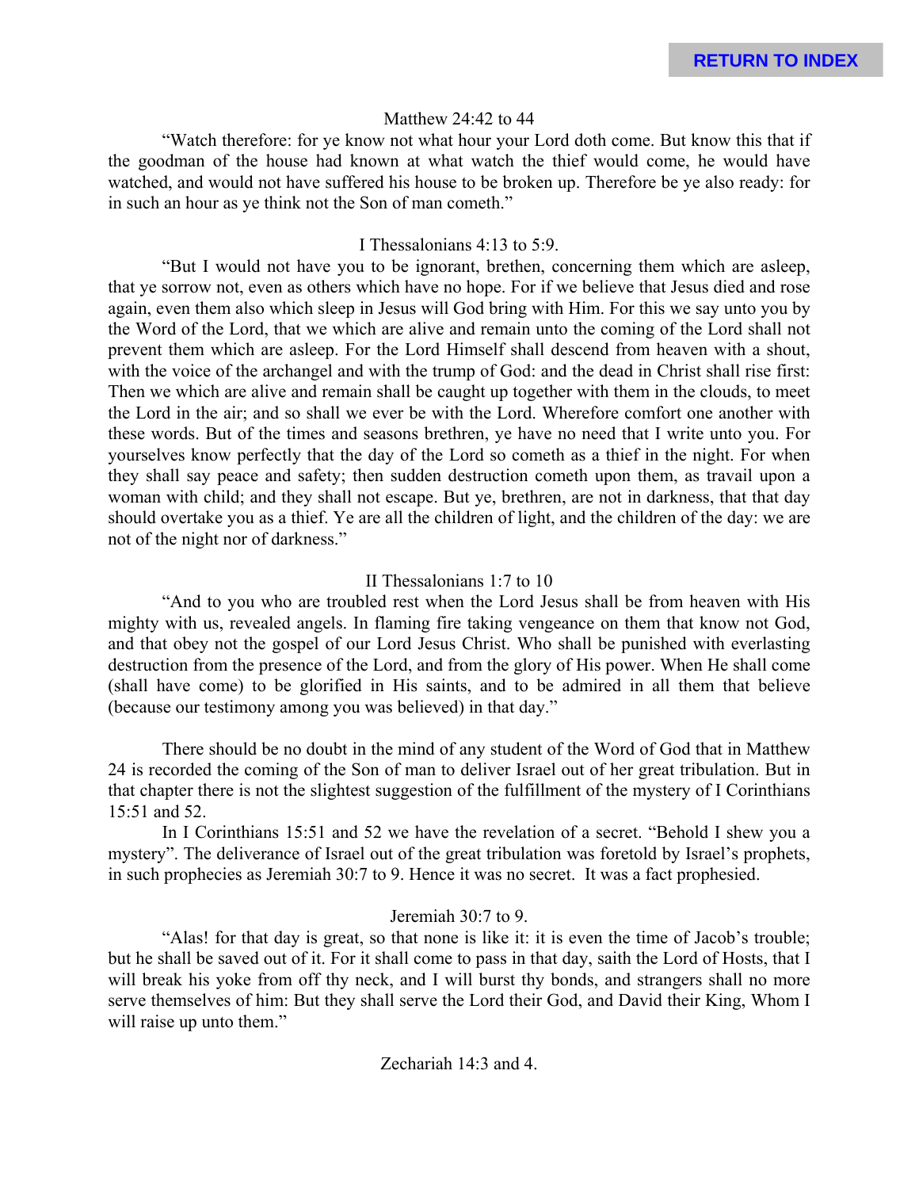Matthew 24:42 to 44

"Watch therefore: for ye know not what hour your Lord doth come. But know this that if the goodman of the house had known at what watch the thief would come, he would have watched, and would not have suffered his house to be broken up. Therefore be ye also ready: for in such an hour as ye think not the Son of man cometh."

I Thessalonians 4:13 to 5:9.

"But I would not have you to be ignorant, brethen, concerning them which are asleep, that ye sorrow not, even as others which have no hope. For if we believe that Jesus died and rose again, even them also which sleep in Jesus will God bring with Him. For this we say unto you by the Word of the Lord, that we which are alive and remain unto the coming of the Lord shall not prevent them which are asleep. For the Lord Himself shall descend from heaven with a shout, with the voice of the archangel and with the trump of God: and the dead in Christ shall rise first: Then we which are alive and remain shall be caught up together with them in the clouds, to meet the Lord in the air; and so shall we ever be with the Lord. Wherefore comfort one another with these words. But of the times and seasons brethren, ye have no need that I write unto you. For yourselves know perfectly that the day of the Lord so cometh as a thief in the night. For when they shall say peace and safety; then sudden destruction cometh upon them, as travail upon a woman with child; and they shall not escape. But ye, brethren, are not in darkness, that that day should overtake you as a thief. Ye are all the children of light, and the children of the day: we are not of the night nor of darkness."

II Thessalonians 1:7 to 10

"And to you who are troubled rest when the Lord Jesus shall be from heaven with His mighty with us, revealed angels. In flaming fire taking vengeance on them that know not God, and that obey not the gospel of our Lord Jesus Christ. Who shall be punished with everlasting destruction from the presence of the Lord, and from the glory of His power. When He shall come (shall have come) to be glorified in His saints, and to be admired in all them that believe (because our testimony among you was believed) in that day."

There should be no doubt in the mind of any student of the Word of God that in Matthew 24 is recorded the coming of the Son of man to deliver Israel out of her great tribulation. But in that chapter there is not the slightest suggestion of the fulfillment of the mystery of I Corinthians 15:51 and 52.

In I Corinthians 15:51 and 52 we have the revelation of a secret. "Behold I shew you a mystery". The deliverance of Israel out of the great tribulation was foretold by Israel's prophets, in such prophecies as Jeremiah 30:7 to 9. Hence it was no secret. It was a fact prophesied.

Jeremiah 30:7 to 9.

"Alas! for that day is great, so that none is like it: it is even the time of Jacob's trouble; but he shall be saved out of it. For it shall come to pass in that day, saith the Lord of Hosts, that I will break his yoke from off thy neck, and I will burst thy bonds, and strangers shall no more serve themselves of him: But they shall serve the Lord their God, and David their King, Whom I will raise up unto them."

Zechariah 14:3 and 4.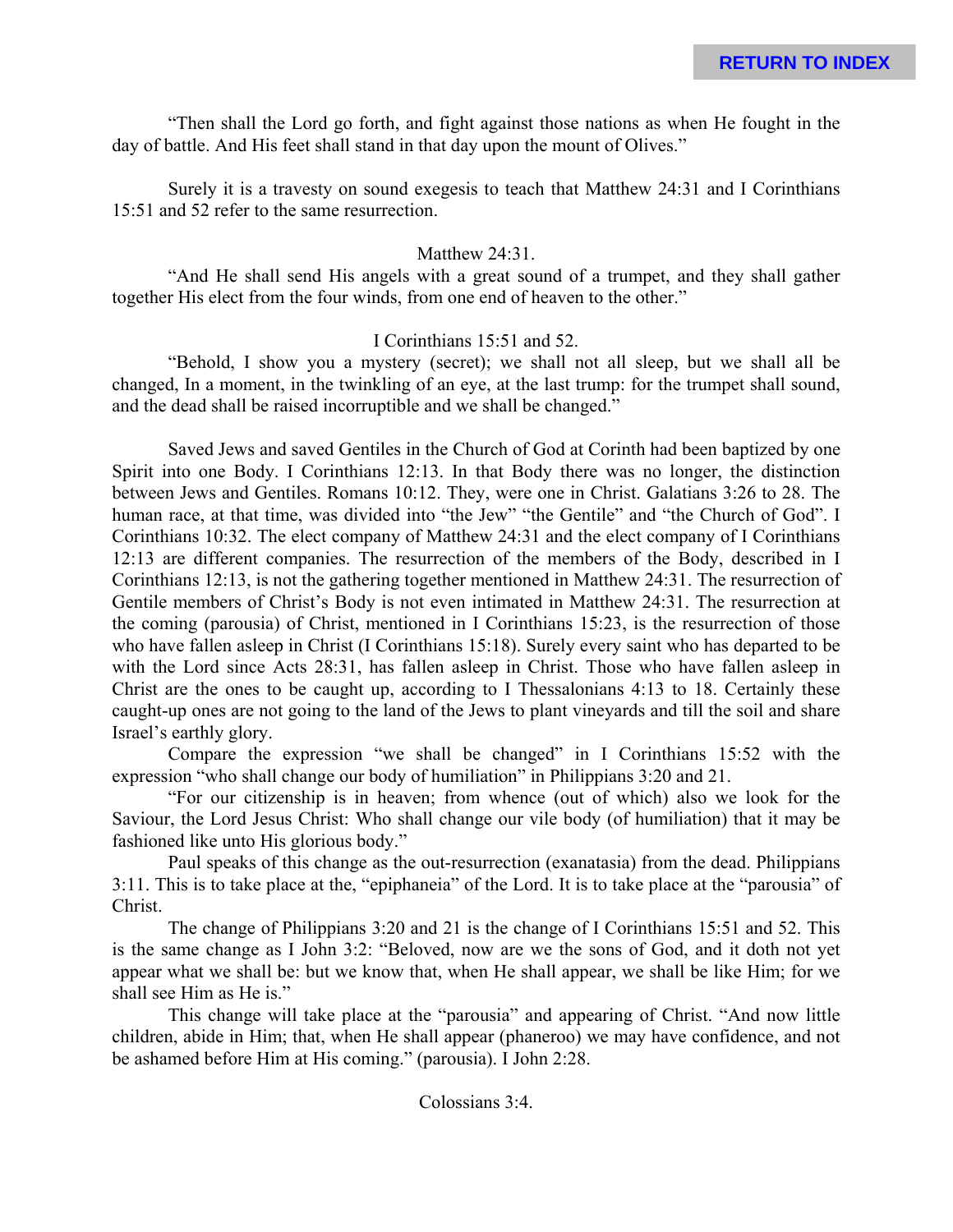"Then shall the Lord go forth, and fight against those nations as when He fought in the day of battle. And His feet shall stand in that day upon the mount of Olives."

Surely it is a travesty on sound exegesis to teach that Matthew 24:31 and I Corinthians 15:51 and 52 refer to the same resurrection.

Matthew 24:31.

"And He shall send His angels with a great sound of a trumpet, and they shall gather together His elect from the four winds, from one end of heaven to the other."

I Corinthians 15:51 and 52.

"Behold, I show you a mystery (secret); we shall not all sleep, but we shall all be changed, In a moment, in the twinkling of an eye, at the last trump: for the trumpet shall sound, and the dead shall be raised incorruptible and we shall be changed."

Saved Jews and saved Gentiles in the Church of God at Corinth had been baptized by one Spirit into one Body. I Corinthians 12:13. In that Body there was no longer, the distinction between Jews and Gentiles. Romans 10:12. They, were one in Christ. Galatians 3:26 to 28. The human race, at that time, was divided into "the Jew" "the Gentile" and "the Church of God". I Corinthians 10:32. The elect company of Matthew 24:31 and the elect company of I Corinthians 12:13 are different companies. The resurrection of the members of the Body, described in I Corinthians 12:13, is not the gathering together mentioned in Matthew 24:31. The resurrection of Gentile members of Christ's Body is not even intimated in Matthew 24:31. The resurrection at the coming (parousia) of Christ, mentioned in I Corinthians 15:23, is the resurrection of those who have fallen asleep in Christ (I Corinthians 15:18). Surely every saint who has departed to be with the Lord since Acts 28:31, has fallen asleep in Christ. Those who have fallen asleep in Christ are the ones to be caught up, according to I Thessalonians 4:13 to 18. Certainly these caught-up ones are not going to the land of the Jews to plant vineyards and till the soil and share Israel's earthly glory.

Compare the expression "we shall be changed" in I Corinthians 15:52 with the expression "who shall change our body of humiliation" in Philippians 3:20 and 21.

"For our citizenship is in heaven; from whence (out of which) also we look for the Saviour, the Lord Jesus Christ: Who shall change our vile body (of humiliation) that it may be fashioned like unto His glorious body."

Paul speaks of this change as the out-resurrection (exanatasia) from the dead. Philippians 3:11. This is to take place at the, "epiphaneia" of the Lord. It is to take place at the "parousia" of Christ.

The change of Philippians 3:20 and 21 is the change of I Corinthians 15:51 and 52. This is the same change as I John 3:2: "Beloved, now are we the sons of God, and it doth not yet appear what we shall be: but we know that, when He shall appear, we shall be like Him; for we shall see Him as He is."

This change will take place at the "parousia" and appearing of Christ. "And now little children, abide in Him; that, when He shall appear (phaneroo) we may have confidence, and not be ashamed before Him at His coming." (parousia). I John 2:28.

Colossians 3:4.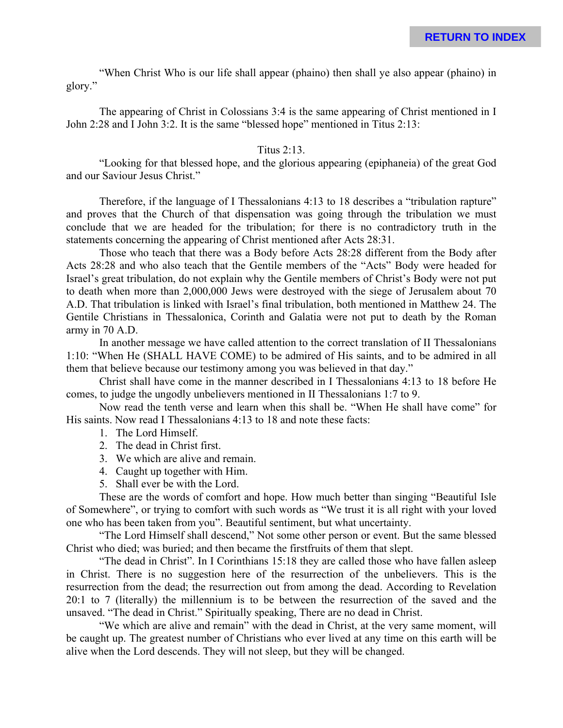"When Christ Who is our life shall appear (phaino) then shall ye also appear (phaino) in glory."

The appearing of Christ in Colossians 3:4 is the same appearing of Christ mentioned in I John 2:28 and I John 3:2. It is the same "blessed hope" mentioned in Titus 2:13:

Titus 2:13.

"Looking for that blessed hope, and the glorious appearing (epiphaneia) of the great God and our Saviour Jesus Christ."

Therefore, if the language of I Thessalonians 4:13 to 18 describes a "tribulation rapture" and proves that the Church of that dispensation was going through the tribulation we must conclude that we are headed for the tribulation; for there is no contradictory truth in the statements concerning the appearing of Christ mentioned after Acts 28:31.

Those who teach that there was a Body before Acts 28:28 different from the Body after Acts 28:28 and who also teach that the Gentile members of the "Acts" Body were headed for Israel's great tribulation, do not explain why the Gentile members of Christ's Body were not put to death when more than 2,000,000 Jews were destroyed with the siege of Jerusalem about 70 A.D. That tribulation is linked with Israel's final tribulation, both mentioned in Matthew 24. The Gentile Christians in Thessalonica, Corinth and Galatia were not put to death by the Roman army in 70 A.D.

In another message we have called attention to the correct translation of II Thessalonians 1:10: "When He (SHALL HAVE COME) to be admired of His saints, and to be admired in all them that believe because our testimony among you was believed in that day."

Christ shall have come in the manner described in I Thessalonians 4:13 to 18 before He comes, to judge the ungodly unbelievers mentioned in II Thessalonians 1:7 to 9.

Now read the tenth verse and learn when this shall be. "When He shall have come" for His saints. Now read I Thessalonians 4:13 to 18 and note these facts:

1. The Lord Himself.
2. The dead in Christ first.
3. We which are alive and remain.
4. Caught up together with Him.
5. Shall ever be with the Lord.

These are the words of comfort and hope. How much better than singing "Beautiful Isle of Somewhere", or trying to comfort with such words as "We trust it is all right with your loved one who has been taken from you". Beautiful sentiment, but what uncertainty.

"The Lord Himself shall descend," Not some other person or event. But the same blessed Christ who died; was buried; and then became the firstfruits of them that slept.

"The dead in Christ". In I Corinthians 15:18 they are called those who have fallen asleep in Christ. There is no suggestion here of the resurrection of the unbelievers. This is the resurrection from the dead; the resurrection out from among the dead. According to Revelation 20:1 to 7 (literally) the millennium is to be between the resurrection of the saved and the unsaved. "The dead in Christ." Spiritually speaking, There are no dead in Christ.

"We which are alive and remain" with the dead in Christ, at the very same moment, will be caught up. The greatest number of Christians who ever lived at any time on this earth will be alive when the Lord descends. They will not sleep, but they will be changed.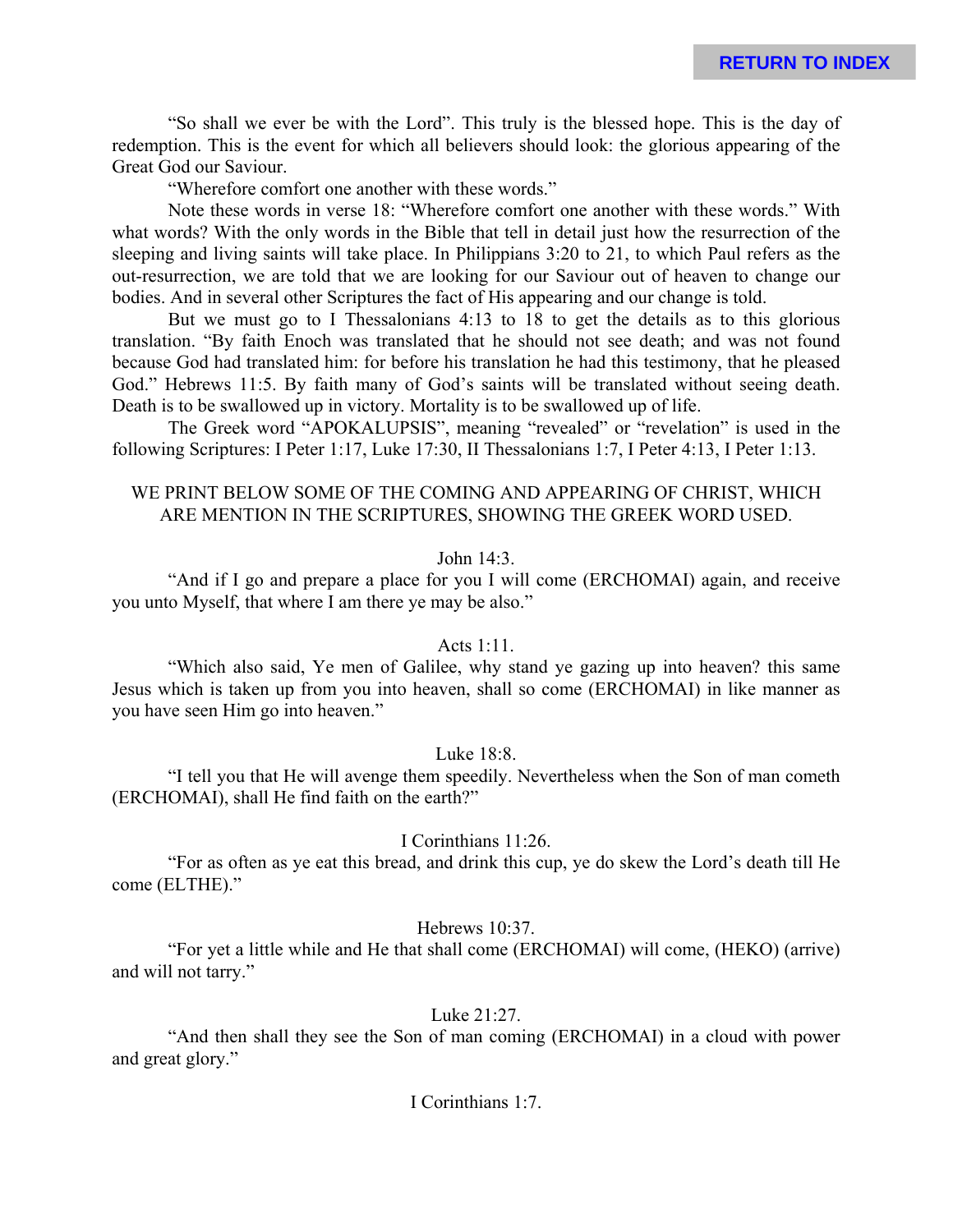"So shall we ever be with the Lord". This truly is the blessed hope. This is the day of redemption. This is the event for which all believers should look: the glorious appearing of the Great God our Saviour.

"Wherefore comfort one another with these words."

Note these words in verse 18: "Wherefore comfort one another with these words." With what words? With the only words in the Bible that tell in detail just how the resurrection of the sleeping and living saints will take place. In Philippians 3:20 to 21, to which Paul refers as the out-resurrection, we are told that we are looking for our Saviour out of heaven to change our bodies. And in several other Scriptures the fact of His appearing and our change is told.

But we must go to I Thessalonians 4:13 to 18 to get the details as to this glorious translation. "By faith Enoch was translated that he should not see death; and was not found because God had translated him: for before his translation he had this testimony, that he pleased God." Hebrews 11:5. By faith many of God's saints will be translated without seeing death. Death is to be swallowed up in victory. Mortality is to be swallowed up of life.

The Greek word "APOKALUPSIS", meaning "revealed" or "revelation" is used in the following Scriptures: I Peter 1:17, Luke 17:30, II Thessalonians 1:7, I Peter 4:13, I Peter 1:13.

WE PRINT BELOW SOME OF THE COMING AND APPEARING OF CHRIST, WHICH ARE MENTION IN THE SCRIPTURES, SHOWING THE GREEK WORD USED.

John 14:3.

"And if I go and prepare a place for you I will come (ERCHOMAI) again, and receive you unto Myself, that where I am there ye may be also."

Acts 1:11.

"Which also said, Ye men of Galilee, why stand ye gazing up into heaven? this same Jesus which is taken up from you into heaven, shall so come (ERCHOMAI) in like manner as you have seen Him go into heaven."

Luke 18:8.

"I tell you that He will avenge them speedily. Nevertheless when the Son of man cometh (ERCHOMAI), shall He find faith on the earth?"

I Corinthians 11:26.

"For as often as ye eat this bread, and drink this cup, ye do skew the Lord's death till He come (ELTHE)."

Hebrews 10:37.

"For yet a little while and He that shall come (ERCHOMAI) will come, (HEKO) (arrive) and will not tarry."

Luke 21:27.

"And then shall they see the Son of man coming (ERCHOMAI) in a cloud with power and great glory."

I Corinthians 1:7.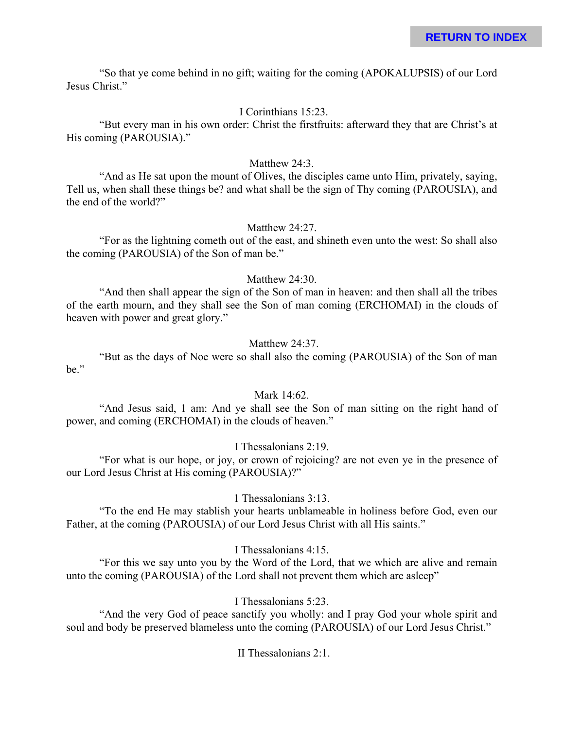"So that ye come behind in no gift; waiting for the coming (APOKALUPSIS) of our Lord Jesus Christ."

I Corinthians 15:23.

"But every man in his own order: Christ the firstfruits: afterward they that are Christ's at His coming (PAROUSIA)."

Matthew 24:3.

"And as He sat upon the mount of Olives, the disciples came unto Him, privately, saying, Tell us, when shall these things be? and what shall be the sign of Thy coming (PAROUSIA), and the end of the world?"

Matthew 24:27.

"For as the lightning cometh out of the east, and shineth even unto the west: So shall also the coming (PAROUSIA) of the Son of man be."

Matthew 24:30.

"And then shall appear the sign of the Son of man in heaven: and then shall all the tribes of the earth mourn, and they shall see the Son of man coming (ERCHOMAI) in the clouds of heaven with power and great glory."

Matthew 24:37.

"But as the days of Noe were so shall also the coming (PAROUSIA) of the Son of man be."

Mark 14:62.

"And Jesus said, 1 am: And ye shall see the Son of man sitting on the right hand of power, and coming (ERCHOMAI) in the clouds of heaven."

I Thessalonians 2:19.

"For what is our hope, or joy, or crown of rejoicing? are not even ye in the presence of our Lord Jesus Christ at His coming (PAROUSIA)?"

1 Thessalonians 3:13.

"To the end He may stablish your hearts unblameable in holiness before God, even our Father, at the coming (PAROUSIA) of our Lord Jesus Christ with all His saints."

I Thessalonians 4:15.

"For this we say unto you by the Word of the Lord, that we which are alive and remain unto the coming (PAROUSIA) of the Lord shall not prevent them which are asleep"

I Thessalonians 5:23.

"And the very God of peace sanctify you wholly: and I pray God your whole spirit and soul and body be preserved blameless unto the coming (PAROUSIA) of our Lord Jesus Christ."

II Thessalonians 2:1.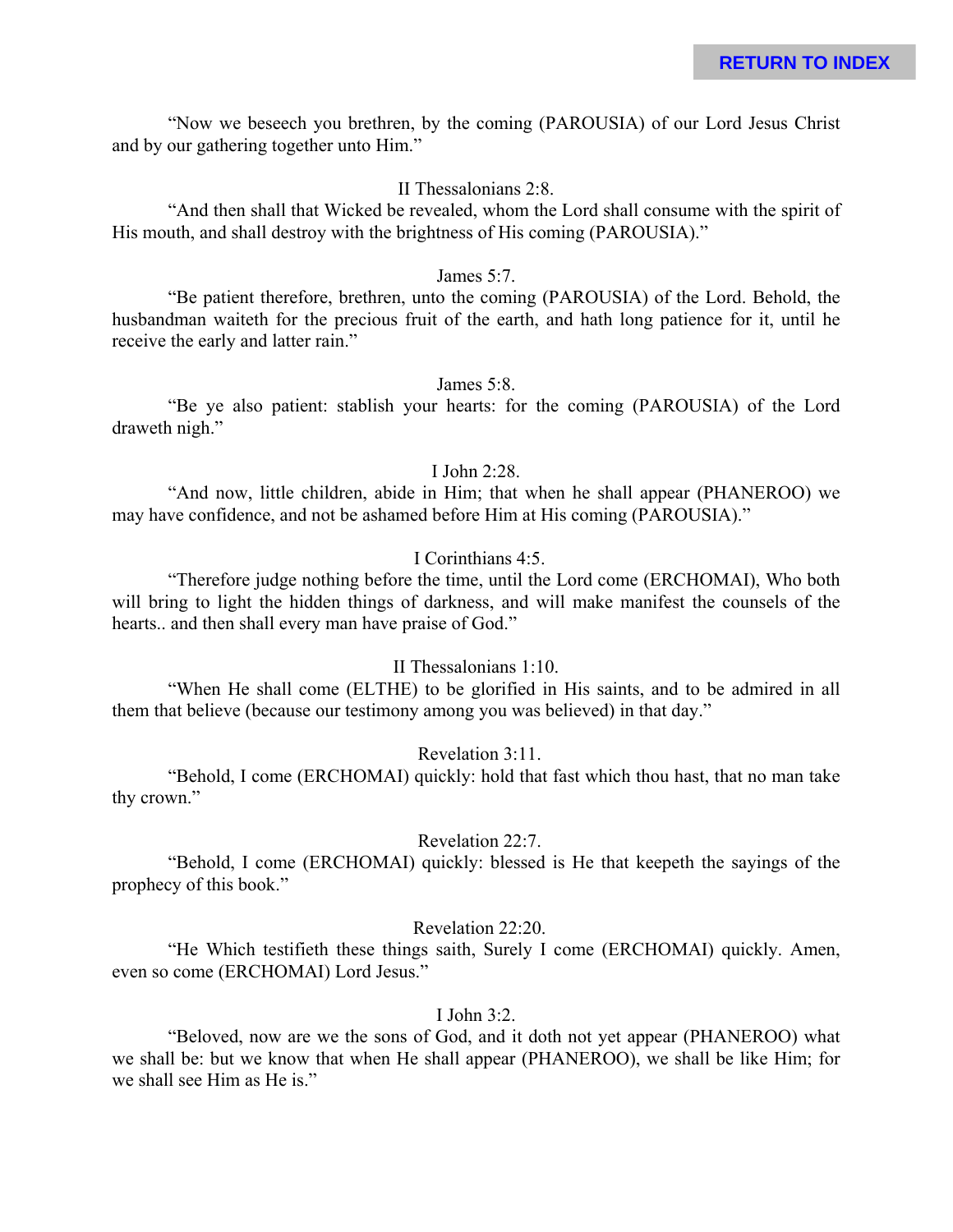“Now we beseech you brethren, by the coming (PAROUSIA) of our Lord Jesus Christ and by our gathering together unto Him.”

II Thessalonians 2:8.

“And then shall that Wicked be revealed, whom the Lord shall consume with the spirit of His mouth, and shall destroy with the brightness of His coming (PAROUSIA).”

James 5:7.

“Be patient therefore, brethren, unto the coming (PAROUSIA) of the Lord. Behold, the husbandman waiteth for the precious fruit of the earth, and hath long patience for it, until he receive the early and latter rain.”

James 5:8.

“Be ye also patient: stablish your hearts: for the coming (PAROUSIA) of the Lord draweth nigh.”

I John 2:28.

“And now, little children, abide in Him; that when he shall appear (PHANEROO) we may have confidence, and not be ashamed before Him at His coming (PAROUSIA).”

I Corinthians 4:5.

“Therefore judge nothing before the time, until the Lord come (ERCHOMAI), Who both will bring to light the hidden things of darkness, and will make manifest the counsels of the hearts.. and then shall every man have praise of God.”

II Thessalonians 1:10.

“When He shall come (ELTHE) to be glorified in His saints, and to be admired in all them that believe (because our testimony among you was believed) in that day.”

Revelation 3:11.

“Behold, I come (ERCHOMAI) quickly: hold that fast which thou hast, that no man take thy crown.”

Revelation 22:7.

“Behold, I come (ERCHOMAI) quickly: blessed is He that keepeth the sayings of the prophecy of this book.”

Revelation 22:20.

“He Which testifieth these things saith, Surely I come (ERCHOMAI) quickly. Amen, even so come (ERCHOMAI) Lord Jesus.”

I John 3:2.

“Beloved, now are we the sons of God, and it doth not yet appear (PHANEROO) what we shall be: but we know that when He shall appear (PHANEROO), we shall be like Him; for we shall see Him as He is.”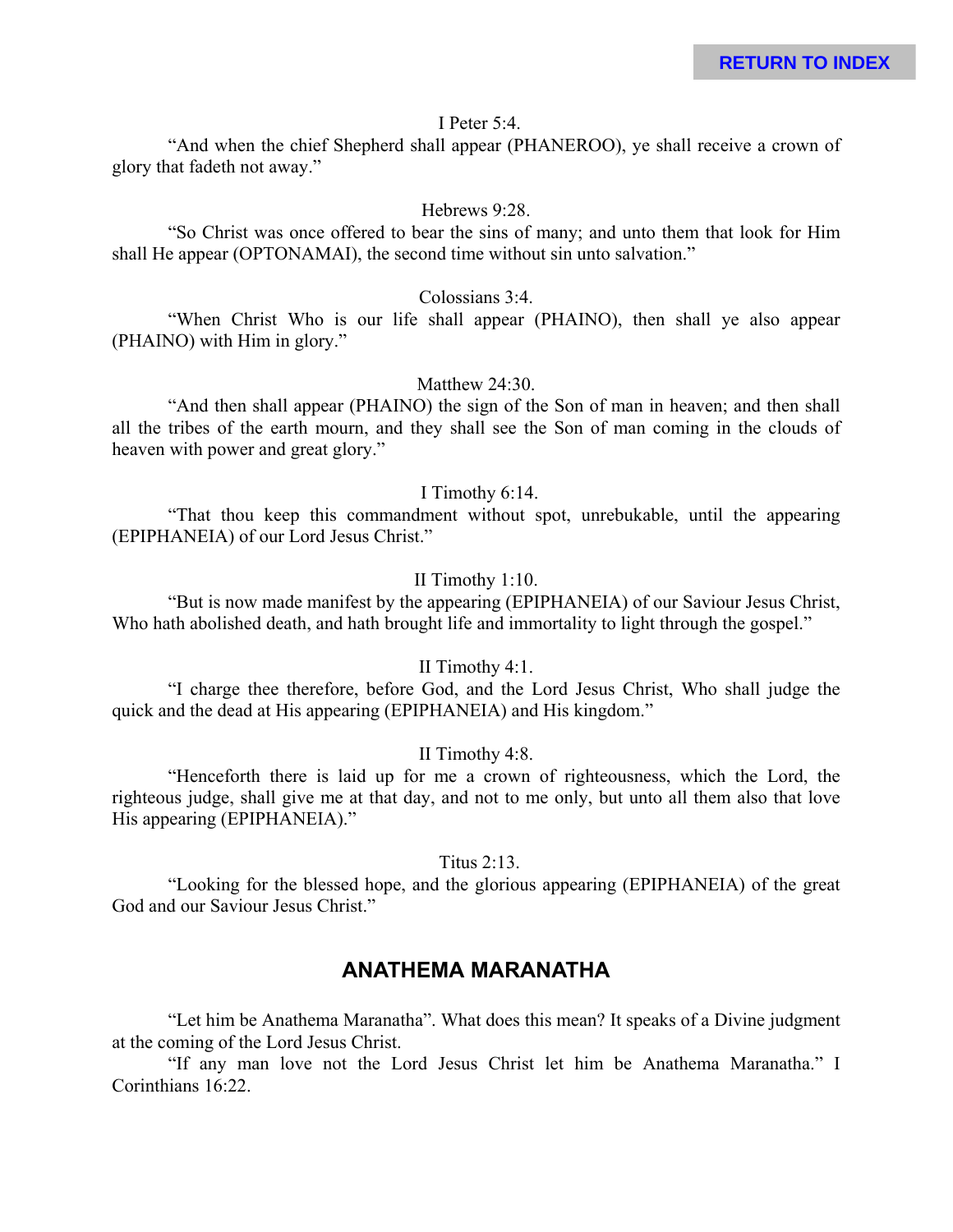I Peter 5:4.

"And when the chief Shepherd shall appear (PHANEROO), ye shall receive a crown of glory that fadeth not away."

Hebrews 9:28.

"So Christ was once offered to bear the sins of many; and unto them that look for Him shall He appear (OPTONAMAI), the second time without sin unto salvation."

Colossians 3:4.

"When Christ Who is our life shall appear (PHAINO), then shall ye also appear (PHAINO) with Him in glory."

Matthew 24:30.

"And then shall appear (PHAINO) the sign of the Son of man in heaven; and then shall all the tribes of the earth mourn, and they shall see the Son of man coming in the clouds of heaven with power and great glory."

I Timothy 6:14.

"That thou keep this commandment without spot, unrebukable, until the appearing (EPIPHANEIA) of our Lord Jesus Christ."

II Timothy 1:10.

"But is now made manifest by the appearing (EPIPHANEIA) of our Saviour Jesus Christ, Who hath abolished death, and hath brought life and immortality to light through the gospel."

II Timothy 4:1.

"I charge thee therefore, before God, and the Lord Jesus Christ, Who shall judge the quick and the dead at His appearing (EPIPHANEIA) and His kingdom."

II Timothy 4:8.

"Henceforth there is laid up for me a crown of righteousness, which the Lord, the righteous judge, shall give me at that day, and not to me only, but unto all them also that love His appearing (EPIPHANEIA)."

Titus 2:13.

"Looking for the blessed hope, and the glorious appearing (EPIPHANEIA) of the great God and our Saviour Jesus Christ."

## ANATHEMA MARANATHA

"Let him be Anathema Maranatha". What does this mean? It speaks of a Divine judgment at the coming of the Lord Jesus Christ.

"If any man love not the Lord Jesus Christ let him be Anathema Maranatha." I Corinthians 16:22.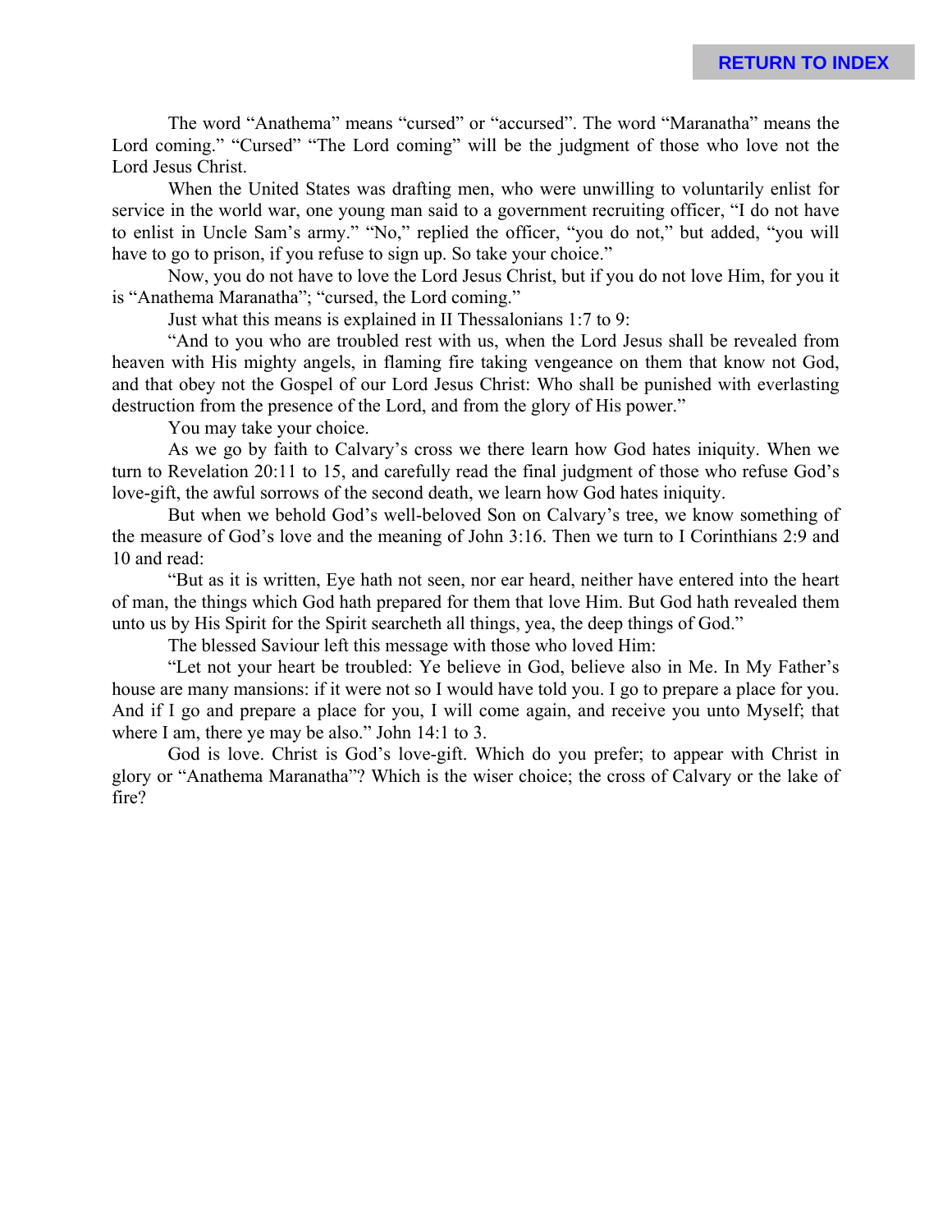The word "Anathema" means "cursed" or "accursed". The word "Maranatha" means the Lord coming." "Cursed" "The Lord coming" will be the judgment of those who love not the Lord Jesus Christ.

When the United States was drafting men, who were unwilling to voluntarily enlist for service in the world war, one young man said to a government recruiting officer, "I do not have to enlist in Uncle Sam's army." "No," replied the officer, "you do not," but added, "you will have to go to prison, if you refuse to sign up. So take your choice."

Now, you do not have to love the Lord Jesus Christ, but if you do not love Him, for you it is "Anathema Maranatha"; "cursed, the Lord coming."

Just what this means is explained in II Thessalonians 1:7 to 9:

"And to you who are troubled rest with us, when the Lord Jesus shall be revealed from heaven with His mighty angels, in flaming fire taking vengeance on them that know not God, and that obey not the Gospel of our Lord Jesus Christ: Who shall be punished with everlasting destruction from the presence of the Lord, and from the glory of His power."

You may take your choice.

As we go by faith to Calvary's cross we there learn how God hates iniquity. When we turn to Revelation 20:11 to 15, and carefully read the final judgment of those who refuse God's love-gift, the awful sorrows of the second death, we learn how God hates iniquity.

But when we behold God's well-beloved Son on Calvary's tree, we know something of the measure of God's love and the meaning of John 3:16. Then we turn to I Corinthians 2:9 and 10 and read:

"But as it is written, Eye hath not seen, nor ear heard, neither have entered into the heart of man, the things which God hath prepared for them that love Him. But God hath revealed them unto us by His Spirit for the Spirit searcheth all things, yea, the deep things of God."

The blessed Saviour left this message with those who loved Him:

"Let not your heart be troubled: Ye believe in God, believe also in Me. In My Father's house are many mansions: if it were not so I would have told you. I go to prepare a place for you. And if I go and prepare a place for you, I will come again, and receive you unto Myself; that where I am, there ye may be also." John 14:1 to 3.

God is love. Christ is God's love-gift. Which do you prefer; to appear with Christ in glory or "Anathema Maranatha"? Which is the wiser choice; the cross of Calvary or the lake of fire?